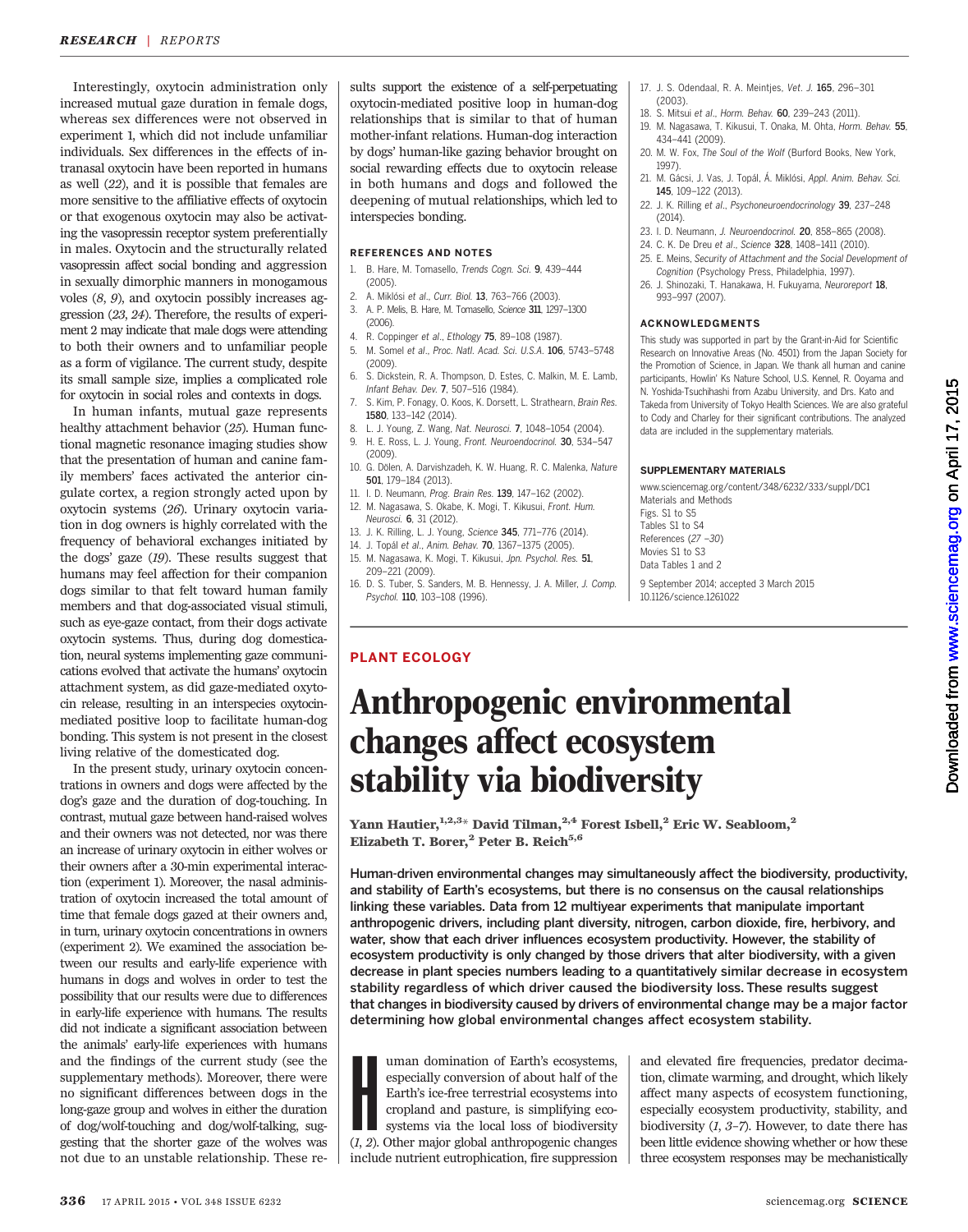Interestingly, oxytocin administration only increased mutual gaze duration in female dogs, whereas sex differences were not observed in experiment 1, which did not include unfamiliar individuals. Sex differences in the effects of intranasal oxytocin have been reported in humans as well (*22*), and it is possible that females are more sensitive to the affiliative effects of oxytocin or that exogenous oxytocin may also be activating the vasopressin receptor system preferentially in males. Oxytocin and the structurally related vasopressin affect social bonding and aggression in sexually dimorphic manners in monogamous voles (*8*, *9*), and oxytocin possibly increases aggression (*23*, *24*). Therefore, the results of experiment 2 may indicate that male dogs were attending to both their owners and to unfamiliar people as a form of vigilance. The current study, despite its small sample size, implies a complicated role for oxytocin in social roles and contexts in dogs.

In human infants, mutual gaze represents healthy attachment behavior (*25*). Human functional magnetic resonance imaging studies show that the presentation of human and canine family members' faces activated the anterior cingulate cortex, a region strongly acted upon by oxytocin systems (*26*). Urinary oxytocin variation in dog owners is highly correlated with the frequency of behavioral exchanges initiated by the dogs' gaze (*19*). These results suggest that humans may feel affection for their companion dogs similar to that felt toward human family members and that dog-associated visual stimuli, such as eye-gaze contact, from their dogs activate oxytocin systems. Thus, during dog domestication, neural systems implementing gaze communications evolved that activate the humans' oxytocin attachment system, as did gaze-mediated oxytocin release, resulting in an interspecies oxytocin-mediated positive loop to facilitate human-dog bonding. This system is not present in the closest living relative of the domesticated dog.

In the present study, urinary oxytocin concentrations in owners and dogs were affected by the dog's gaze and the duration of dog-touching. In contrast, mutual gaze between hand-raised wolves and their owners was not detected, nor was there an increase of urinary oxytocin in either wolves or their owners after a 30-min experimental interaction (experiment 1). Moreover, the nasal administration of oxytocin increased the total amount of time that female dogs gazed at their owners and, in turn, urinary oxytocin concentrations in owners (experiment 2). We examined the association between our results and early-life experience with humans in dogs and wolves in order to test the possibility that our results were due to differences in early-life experience with humans. The results did not indicate a significant association between the animals' early-life experiences with humans and the findings of the current study (see the supplementary methods). Moreover, there were no significant differences between dogs in the long-gaze group and wolves in either the duration of dog/wolf-touching and dog/wolf-talking, suggesting that the shorter gaze of the wolves was not due to an unstable relationship. These results support the existence of a self-perpetuating oxytocin-mediated positive loop in human-dog relationships that is similar to that of human mother-infant relations. Human-dog interaction by dogs' human-like gazing behavior brought on social rewarding effects due to oxytocin release in both humans and dogs and followed the deepening of mutual relationships, which led to interspecies bonding.

## REFERENCES AND NOTES

1. B. Hare, M. Tomasello, *Trends Cogn. Sci.* **9**, 439–444 (2005).
2. A. Miklósi *et al.*, *Curr. Biol.* **13**, 763–766 (2003).
3. A. P. Melis, B. Hare, M. Tomasello, *Science* **311**, 1297–1300 (2006).
4. R. Coppinger *et al.*, *Ethology* **75**, 89–108 (1987).
5. M. Somel *et al.*, *Proc. Natl. Acad. Sci. U.S.A.* **106**, 5743–5748 (2009).
6. S. Dickstein, R. A. Thompson, D. Estes, C. Malkin, M. E. Lamb, *Infant Behav. Dev.* **7**, 507–516 (1984).
7. S. Kim, P. Fonagy, O. Koos, K. Dorsett, L. Strathearn, *Brain Res.* **1580**, 133–142 (2014).
8. L. J. Young, Z. Wang, *Nat. Neurosci.* **7**, 1048–1054 (2004).
9. H. E. Ross, L. J. Young, *Front. Neuroendocrinol.* **30**, 534–547 (2009).
10. G. Dölen, A. Darvishzadeh, K. W. Huang, R. C. Malenka, *Nature* **501**, 179–184 (2013).
11. I. D. Neumann, *Prog. Brain Res.* **139**, 147–162 (2002).
12. M. Nagasawa, S. Okabe, K. Mogi, T. Kikusui, *Front. Hum. Neurosci.* **6**, 31 (2012).
13. J. K. Rilling, L. J. Young, *Science* **345**, 771–776 (2014).
14. J. Topál *et al.*, *Anim. Behav.* **70**, 1367–1375 (2005).
15. M. Nagasawa, K. Mogi, T. Kikusui, *Jpn. Psychol. Res.* **51**, 209–221 (2009).
16. D. S. Tuber, S. Sanders, M. B. Hennessy, J. A. Miller, *J. Comp. Psychol.* **110**, 103–108 (1996).
17. J. S. Odendaal, R. A. Meintjes, *Vet. J.* **165**, 296–301 (2003).
18. S. Mitsui *et al.*, *Horm. Behav.* **60**, 239–243 (2011).
19. M. Nagasawa, T. Kikusui, T. Onaka, M. Ohta, *Horm. Behav.* **55**, 434–441 (2009).
20. M. W. Fox, *The Soul of the Wolf* (Burford Books, New York, 1997).
21. M. Gácsi, J. Vas, J. Topál, Á. Miklósi, *Appl. Anim. Behav. Sci.* **145**, 109–122 (2013).
22. J. K. Rilling *et al.*, *Psychoneuroendocrinology* **39**, 237–248 (2014).
23. I. D. Neumann, *J. Neuroendocrinol.* **20**, 858–865 (2008).
24. C. K. De Dreu *et al.*, *Science* **328**, 1408–1411 (2010).
25. E. Meins, *Security of Attachment and the Social Development of Cognition* (Psychology Press, Philadelphia, 1997).
26. J. Shinozaki, T. Hanakawa, H. Fukuyama, *Neuroreport* **18**, 993–997 (2007).

## ACKNOWLEDGMENTS

This study was supported in part by the Grant-in-Aid for Scientific Research on Innovative Areas (No. 4501) from the Japan Society for the Promotion of Science, in Japan. We thank all human and canine participants, Howlin' Ks Nature School, U.S. Kennel, R. Ooyama and N. Yoshida-Tsuchihashi from Azabu University, and Drs. Kato and Takeda from University of Tokyo Health Sciences. We are also grateful to Cody and Charley for their significant contributions. The analyzed data are included in the supplementary materials.

## SUPPLEMENTARY MATERIALS

www.sciencemag.org/content/348/6232/333/suppl/DC1
Materials and Methods
Figs. S1 to S5
Tables S1 to S4
References (*27* –*30*)
Movies S1 to S3
Data Tables 1 and 2

9 September 2014; accepted 3 March 2015
10.1126/science.1261022

**PLANT ECOLOGY**

# Anthropogenic environmental changes affect ecosystem stability via biodiversity

**Yann Hautier,[1,2,3]* David Tilman,[2,4] Forest Isbell,[2] Eric W. Seabloom,[2] Elizabeth T. Borer,[2] Peter B. Reich[5,6]**

**Human-driven environmental changes may simultaneously affect the biodiversity, productivity, and stability of Earth's ecosystems, but there is no consensus on the causal relationships linking these variables. Data from 12 multiyear experiments that manipulate important anthropogenic drivers, including plant diversity, nitrogen, carbon dioxide, fire, herbivory, and water, show that each driver influences ecosystem productivity. However, the stability of ecosystem productivity is only changed by those drivers that alter biodiversity, with a given decrease in plant species numbers leading to a quantitatively similar decrease in ecosystem stability regardless of which driver caused the biodiversity loss. These results suggest that changes in biodiversity caused by drivers of environmental change may be a major factor determining how global environmental changes affect ecosystem stability.**

Human domination of Earth's ecosystems, especially conversion of about half of the Earth's ice-free terrestrial ecosystems into cropland and pasture, is simplifying ecosystems via the local loss of biodiversity (*1*, *2*). Other major global anthropogenic changes include nutrient eutrophication, fire suppression and elevated fire frequencies, predator decimation, climate warming, and drought, which likely affect many aspects of ecosystem functioning, especially ecosystem productivity, stability, and biodiversity (*1*, *3*–*7*). However, to date there has been little evidence showing whether or how these three ecosystem responses may be mechanistically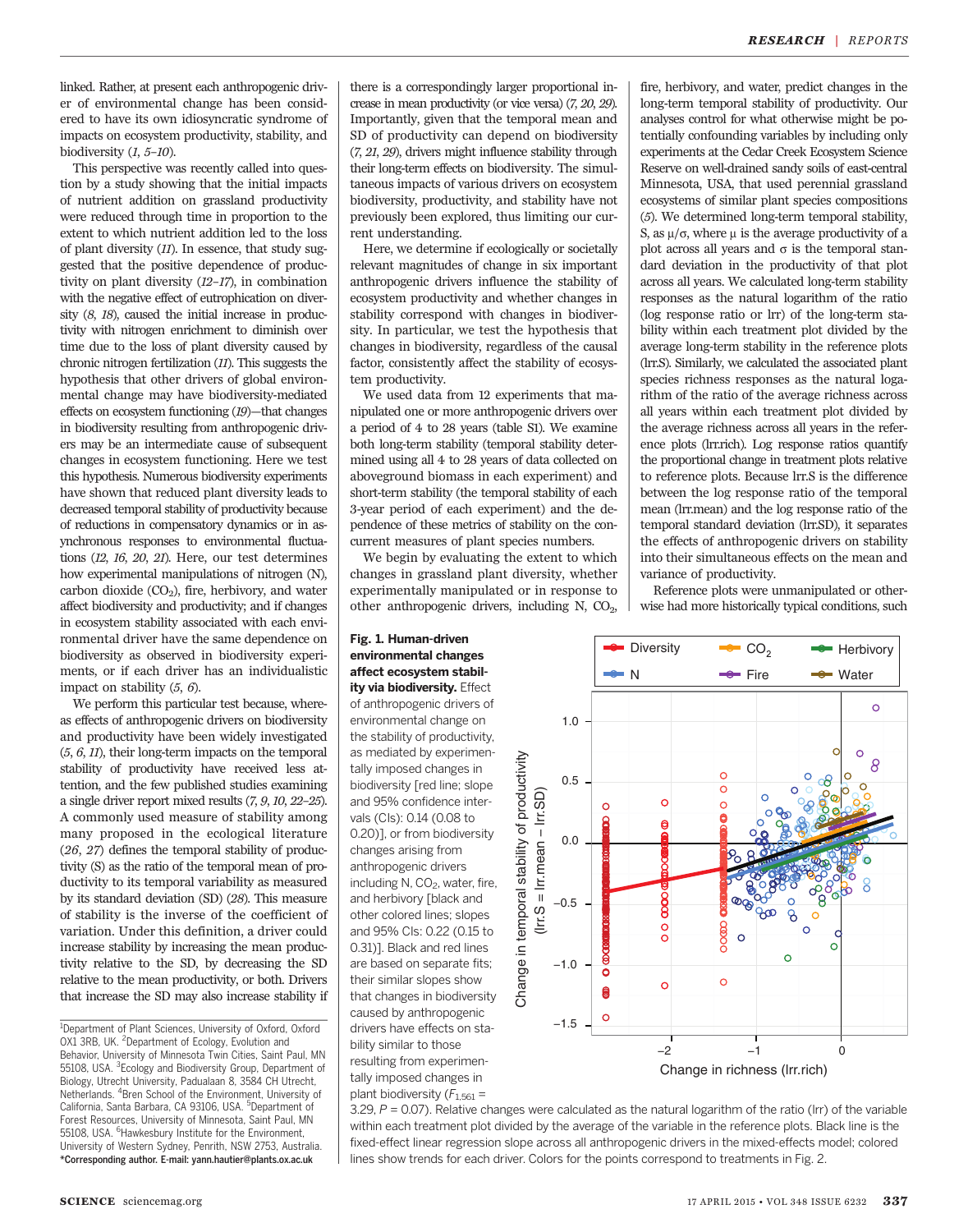linked. Rather, at present each anthropogenic driver of environmental change has been considered to have its own idiosyncratic syndrome of impacts on ecosystem productivity, stability, and biodiversity (*1*, *5*–*10*).

This perspective was recently called into question by a study showing that the initial impacts of nutrient addition on grassland productivity were reduced through time in proportion to the extent to which nutrient addition led to the loss of plant diversity (*11*). In essence, that study suggested that the positive dependence of productivity on plant diversity (*12*–*17*), in combination with the negative effect of eutrophication on diversity (*8*, *18*), caused the initial increase in productivity with nitrogen enrichment to diminish over time due to the loss of plant diversity caused by chronic nitrogen fertilization (*11*). This suggests the hypothesis that other drivers of global environmental change may have biodiversity-mediated effects on ecosystem functioning (*19*)—that changes in biodiversity resulting from anthropogenic drivers may be an intermediate cause of subsequent changes in ecosystem functioning. Here we test this hypothesis. Numerous biodiversity experiments have shown that reduced plant diversity leads to decreased temporal stability of productivity because of reductions in compensatory dynamics or in asynchronous responses to environmental fluctuations (*12*, *16*, *20*, *21*). Here, our test determines how experimental manipulations of nitrogen (N), carbon dioxide ($CO_2$), fire, herbivory, and water affect biodiversity and productivity; and if changes in ecosystem stability associated with each environmental driver have the same dependence on biodiversity as observed in biodiversity experiments, or if each driver has an individualistic impact on stability (*5*, *6*).

We perform this particular test because, whereas effects of anthropogenic drivers on biodiversity and productivity have been widely investigated (*5*, *6*, *11*), their long-term impacts on the temporal stability of productivity have received less attention, and the few published studies examining a single driver report mixed results (*7*, *9*, *10*, *22*–*25*). A commonly used measure of stability among many proposed in the ecological literature (*26*, *27*) defines the temporal stability of productivity (S) as the ratio of the temporal mean of productivity to its temporal variability as measured by its standard deviation (SD) (*28*). This measure of stability is the inverse of the coefficient of variation. Under this definition, a driver could increase stability by increasing the mean productivity relative to the SD, by decreasing the SD relative to the mean productivity, or both. Drivers that increase the SD may also increase stability if there is a correspondingly larger proportional increase in mean productivity (or vice versa) (*7*, *20*, *29*). Importantly, given that the temporal mean and SD of productivity can depend on biodiversity (*7*, *21*, *29*), drivers might influence stability through their long-term effects on biodiversity. The simultaneous impacts of various drivers on ecosystem biodiversity, productivity, and stability have not previously been explored, thus limiting our current understanding.

Here, we determine if ecologically or societally relevant magnitudes of change in six important anthropogenic drivers influence the stability of ecosystem productivity and whether changes in stability correspond with changes in biodiversity. In particular, we test the hypothesis that changes in biodiversity, regardless of the causal factor, consistently affect the stability of ecosystem productivity.

We used data from 12 experiments that manipulated one or more anthropogenic drivers over a period of 4 to 28 years (table S1). We examine both long-term stability (temporal stability determined using all 4 to 28 years of data collected on aboveground biomass in each experiment) and short-term stability (the temporal stability of each 3-year period of each experiment) and the dependence of these metrics of stability on the concurrent measures of plant species numbers.

We begin by evaluating the extent to which changes in grassland plant diversity, whether experimentally manipulated or in response to other anthropogenic drivers, including N, $CO_2$, fire, herbivory, and water, predict changes in the long-term temporal stability of productivity. Our analyses control for what otherwise might be potentially confounding variables by including only experiments at the Cedar Creek Ecosystem Science Reserve on well-drained sandy soils of east-central Minnesota, USA, that used perennial grassland ecosystems of similar plant species compositions (*5*). We determined long-term temporal stability, S, as $\mu/\sigma$, where $\mu$ is the average productivity of a plot across all years and $\sigma$ is the temporal standard deviation in the productivity of that plot across all years. We calculated long-term stability responses as the natural logarithm of the ratio (log response ratio or lrr) of the long-term stability within each treatment plot divided by the average long-term stability in the reference plots (lrr.S). Similarly, we calculated the associated plant species richness responses as the natural logarithm of the ratio of the average richness across all years within each treatment plot divided by the average richness across all years in the reference plots (lrr.rich). Log response ratios quantify the proportional change in treatment plots relative to reference plots. Because lrr.S is the difference between the log response ratio of the temporal mean (lrr.mean) and the log response ratio of the temporal standard deviation (lrr.SD), it separates the effects of anthropogenic drivers on stability into their simultaneous effects on the mean and variance of productivity.

Reference plots were unmanipulated or otherwise had more historically typical conditions, such

**Fig. 1. Human-driven environmental changes affect ecosystem stability via biodiversity.** Effect of anthropogenic drivers of environmental change on the stability of productivity, as mediated by experimentally imposed changes in biodiversity [red line; slope and 95% confidence intervals (CIs): 0.14 (0.08 to 0.20)], or from biodiversity changes arising from anthropogenic drivers including N, $CO_2$, water, fire, and herbivory [black and other colored lines; slopes and 95% CIs: 0.22 (0.15 to 0.31)]. Black and red lines are based on separate fits; their similar slopes show that changes in biodiversity caused by anthropogenic drivers have effects on stability similar to those resulting from experimentally imposed changes in plant biodiversity ($F_{1,561}$ = 3.29, $P$ = 0.07). Relative changes were calculated as the natural logarithm of the ratio (lrr) of the variable within each treatment plot divided by the average of the variable in the reference plots. Black line is the fixed-effect linear regression slope across all anthropogenic drivers in the mixed-effects model; colored lines show trends for each driver. Colors for the points correspond to treatments in Fig. 2.

---

[1]Department of Plant Sciences, University of Oxford, Oxford OX1 3RB, UK. [2]Department of Ecology, Evolution and Behavior, University of Minnesota Twin Cities, Saint Paul, MN 55108, USA. [3]Ecology and Biodiversity Group, Department of Biology, Utrecht University, Padualaan 8, 3584 CH Utrecht, Netherlands. [4]Bren School of the Environment, University of California, Santa Barbara, CA 93106, USA. [5]Department of Forest Resources, University of Minnesota, Saint Paul, MN 55108, USA. [6]Hawkesbury Institute for the Environment, University of Western Sydney, Penrith, NSW 2753, Australia.
**\*Corresponding author. E-mail: yann.hautier@plants.ox.ac.uk**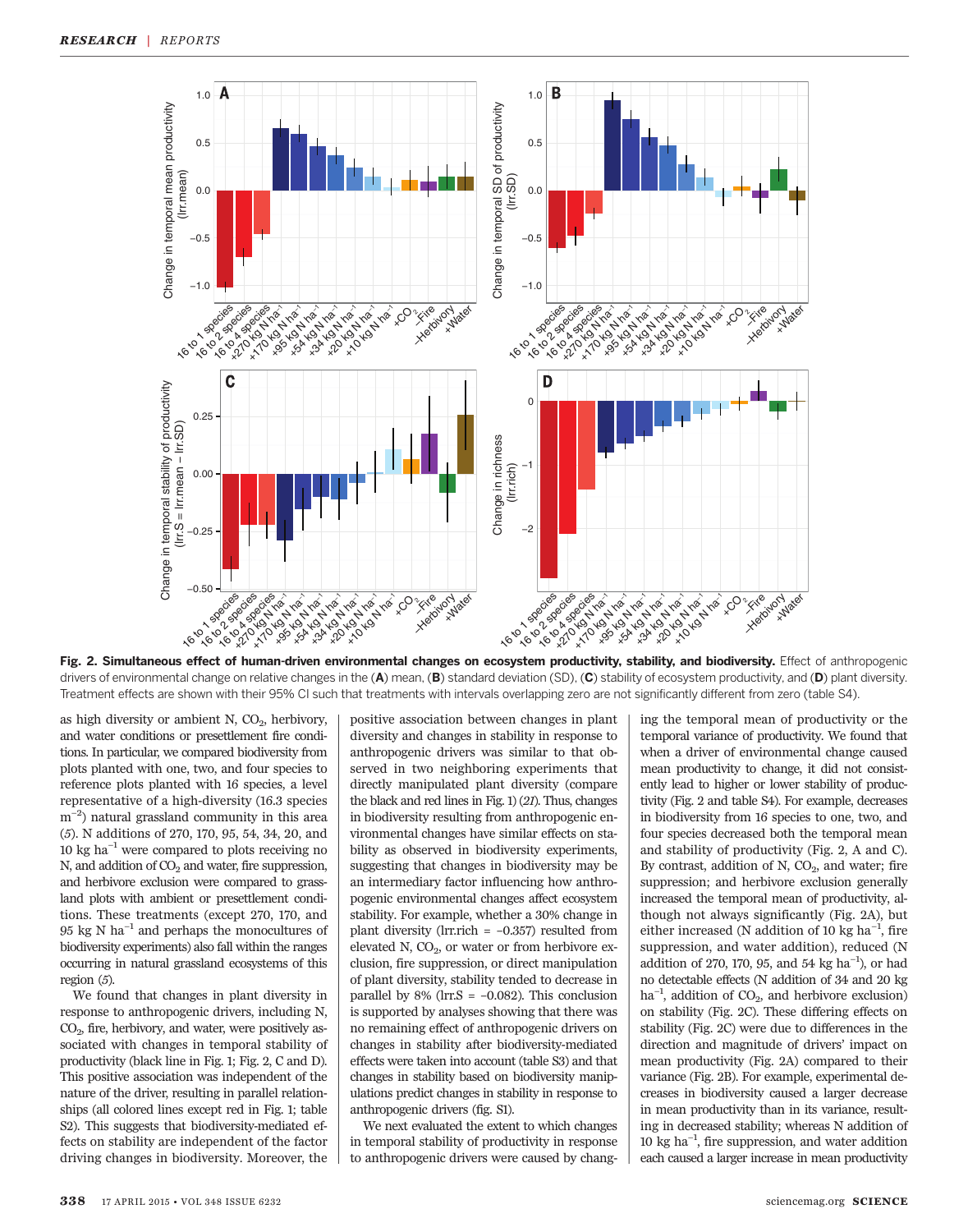**Fig. 2. Simultaneous effect of human-driven environmental changes on ecosystem productivity, stability, and biodiversity.** Effect of anthropogenic drivers of environmental change on relative changes in the (**A**) mean, (**B**) standard deviation (SD), (**C**) stability of ecosystem productivity, and (**D**) plant diversity. Treatment effects are shown with their 95% CI such that treatments with intervals overlapping zero are not significantly different from zero (table S4).

as high diversity or ambient N, $CO_2$, herbivory, and water conditions or presettlement fire conditions. In particular, we compared biodiversity from plots planted with one, two, and four species to reference plots planted with 16 species, a level representative of a high-diversity (16.3 species $m^{-2}$) natural grassland community in this area (5). N additions of 270, 170, 95, 54, 34, 20, and 10 kg $ha^{-1}$ were compared to plots receiving no N, and addition of $CO_2$ and water, fire suppression, and herbivore exclusion were compared to grassland plots with ambient or presettlement conditions. These treatments (except 270, 170, and 95 kg N $ha^{-1}$ and perhaps the monocultures of biodiversity experiments) also fall within the ranges occurring in natural grassland ecosystems of this region (5).

We found that changes in plant diversity in response to anthropogenic drivers, including N, $CO_2$, fire, herbivory, and water, were positively associated with changes in temporal stability of productivity (black line in Fig. 1; Fig. 2, C and D). This positive association was independent of the nature of the driver, resulting in parallel relationships (all colored lines except red in Fig. 1; table S2). This suggests that biodiversity-mediated effects on stability are independent of the factor driving changes in biodiversity. Moreover, the positive association between changes in plant diversity and changes in stability in response to anthropogenic drivers was similar to that observed in two neighboring experiments that directly manipulated plant diversity (compare the black and red lines in Fig. 1) (21). Thus, changes in biodiversity resulting from anthropogenic environmental changes have similar effects on stability as observed in biodiversity experiments, suggesting that changes in biodiversity may be an intermediary factor influencing how anthropogenic environmental changes affect ecosystem stability. For example, whether a 30% change in plant diversity (lrr.rich = –0.357) resulted from elevated N, $CO_2$, or water or from herbivore exclusion, fire suppression, or direct manipulation of plant diversity, stability tended to decrease in parallel by 8% (lrr.S = –0.082). This conclusion is supported by analyses showing that there was no remaining effect of anthropogenic drivers on changes in stability after biodiversity-mediated effects were taken into account (table S3) and that changes in stability based on biodiversity manipulations predict changes in stability in response to anthropogenic drivers (fig. S1).

We next evaluated the extent to which changes in temporal stability of productivity in response to anthropogenic drivers were caused by changing the temporal mean of productivity or the temporal variance of productivity. We found that when a driver of environmental change caused mean productivity to change, it did not consistently lead to higher or lower stability of productivity (Fig. 2A and table S4). For example, decreases in biodiversity from 16 species to one, two, and four species decreased both the temporal mean and stability of productivity (Fig. 2, A and C). By contrast, addition of N, $CO_2$, and water; fire suppression; and herbivore exclusion generally increased the temporal mean of productivity, although not always significantly (Fig. 2A), but either increased (N addition of 10 kg $ha^{-1}$, fire suppression, and water addition), reduced (N addition of 270, 170, 95, and 54 kg $ha^{-1}$), or had no detectable effects (N addition of 34 and 20 kg $ha^{-1}$, addition of $CO_2$, and herbivore exclusion) on stability (Fig. 2C). These differing effects on stability (Fig. 2C) were due to differences in the direction and magnitude of drivers' impact on mean productivity (Fig. 2A) compared to their variance (Fig. 2B). For example, experimental decreases in biodiversity caused a larger decrease in mean productivity than in its variance, resulting in decreased stability; whereas N addition of 10 kg $ha^{-1}$, fire suppression, and water addition each caused a larger increase in mean productivity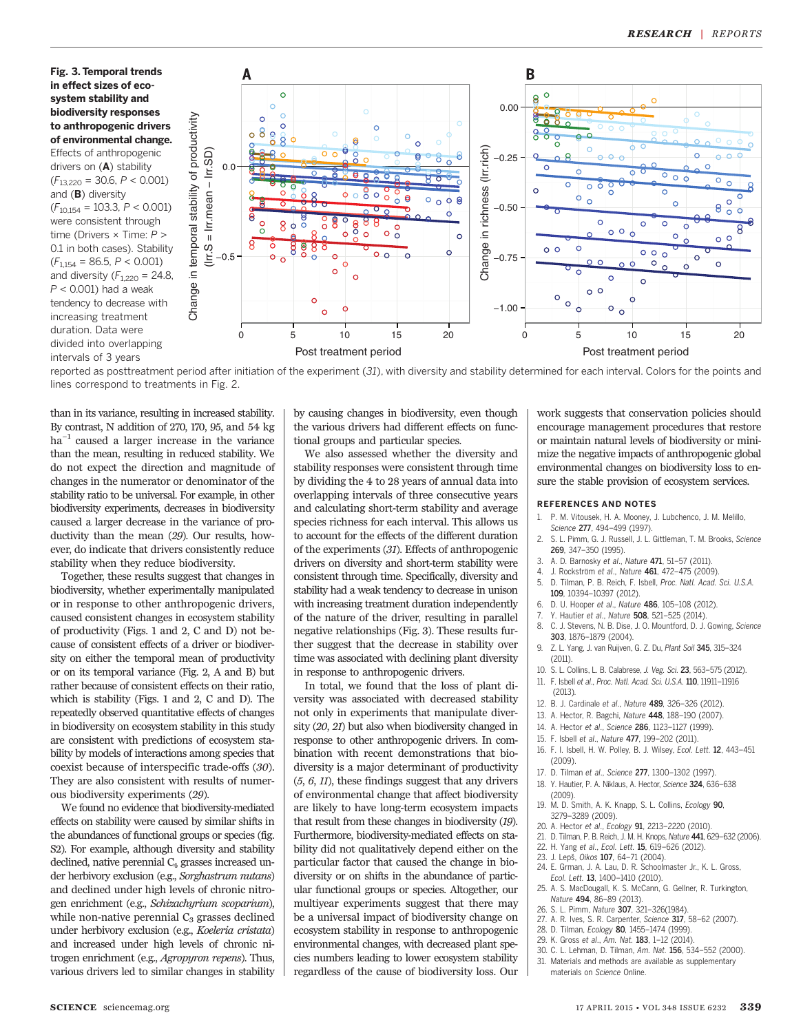**Fig. 3. Temporal trends in effect sizes of ecosystem stability and biodiversity responses to anthropogenic drivers of environmental change.** Effects of anthropogenic drivers on (**A**) stability ($F_{13,220}$ = 30.6, $P$ < 0.001) and (**B**) diversity ($F_{10,154}$ = 103.3, $P$ < 0.001) were consistent through time (Drivers × Time: $P$ > 0.1 in both cases). Stability ($F_{1,154}$ = 86.5, $P$ < 0.001) and diversity ($F_{1,220}$ = 24.8, $P$ < 0.001) had a weak tendency to decrease with increasing treatment duration. Data were divided into overlapping intervals of 3 years reported as posttreatment period after initiation of the experiment (*31*), with diversity and stability determined for each interval. Colors for the points and lines correspond to treatments in Fig. 2.

than in its variance, resulting in increased stability. By contrast, N addition of 270, 170, 95, and 54 kg $ha^{-1}$ caused a larger increase in the variance than the mean, resulting in reduced stability. We do not expect the direction and magnitude of changes in the numerator or denominator of the stability ratio to be universal. For example, in other biodiversity experiments, decreases in biodiversity caused a larger decrease in the variance of productivity than the mean (*29*). Our results, however, do indicate that drivers consistently reduce stability when they reduce biodiversity.

Together, these results suggest that changes in biodiversity, whether experimentally manipulated or in response to other anthropogenic drivers, caused consistent changes in ecosystem stability of productivity (Figs. 1 and 2, C and D) not because of consistent effects of a driver or biodiversity on either the temporal mean of productivity or on its temporal variance (Fig. 2, A and B) but rather because of consistent effects on their ratio, which is stability (Figs. 1 and 2, C and D). The repeatedly observed quantitative effects of changes in biodiversity on ecosystem stability in this study are consistent with predictions of ecosystem stability by models of interactions among species that coexist because of interspecific trade-offs (*30*). They are also consistent with results of numerous biodiversity experiments (*29*).

We found no evidence that biodiversity-mediated effects on stability were caused by similar shifts in the abundances of functional groups or species (fig. S2). For example, although diversity and stability declined, native perennial $C_4$ grasses increased under herbivory exclusion (e.g., *Sorghastrum nutans*) and declined under high levels of chronic nitrogen enrichment (e.g., *Schizachyrium scoparium*), while non-native perennial $C_3$ grasses declined under herbivory exclusion (e.g., *Koeleria cristata*) and increased under high levels of chronic nitrogen enrichment (e.g., *Agropyron repens*). Thus, various drivers led to similar changes in stability by causing changes in biodiversity, even though the various drivers had different effects on functional groups and particular species.

We also assessed whether the diversity and stability responses were consistent through time by dividing the 4 to 28 years of annual data into overlapping intervals of three consecutive years and calculating short-term stability and average species richness for each interval. This allows us to account for the effects of the different duration of the experiments (*31*). Effects of anthropogenic drivers on diversity and short-term stability were consistent through time. Specifically, diversity and stability had a weak tendency to decrease in unison with increasing treatment duration independently of the nature of the driver, resulting in parallel negative relationships (Fig. 3). These results further suggest that the decrease in stability over time was associated with declining plant diversity in response to anthropogenic drivers.

In total, we found that the loss of plant diversity was associated with decreased stability not only in experiments that manipulate diversity (*20*, *21*) but also when biodiversity changed in response to other anthropogenic drivers. In combination with recent demonstrations that biodiversity is a major determinant of productivity (*5*, *6*, *11*), these findings suggest that any drivers of environmental change that affect biodiversity are likely to have long-term ecosystem impacts that result from these changes in biodiversity (*19*). Furthermore, biodiversity-mediated effects on stability did not qualitatively depend either on the particular factor that caused the change in biodiversity or on shifts in the abundance of particular functional groups or species. Altogether, our multiyear experiments suggest that there may be a universal impact of biodiversity change on ecosystem stability in response to anthropogenic environmental changes, with decreased plant species numbers leading to lower ecosystem stability regardless of the cause of biodiversity loss. Our work suggests that conservation policies should encourage management procedures that restore or maintain natural levels of biodiversity or minimize the negative impacts of anthropogenic global environmental changes on biodiversity loss to ensure the stable provision of ecosystem services.

## REFERENCES AND NOTES

1. P. M. Vitousek, H. A. Mooney, J. Lubchenco, J. M. Melillo, *Science* **277**, 494–499 (1997).
2. S. L. Pimm, G. J. Russell, J. L. Gittleman, T. M. Brooks, *Science* **269**, 347–350 (1995).
3. A. D. Barnosky *et al*., *Nature* **471**, 51–57 (2011).
4. J. Rockström *et al*., *Nature* **461**, 472–475 (2009).
5. D. Tilman, P. B. Reich, F. Isbell, *Proc. Natl. Acad. Sci. U.S.A.* **109**, 10394–10397 (2012).
6. D. U. Hooper *et al*., *Nature* **486**, 105–108 (2012).
7. Y. Hautier *et al*., *Nature* **508**, 521–525 (2014).
8. C. J. Stevens, N. B. Dise, J. O. Mountford, D. J. Gowing, *Science* **303**, 1876–1879 (2004).
9. Z. L. Yang, J. van Ruijven, G. Z. Du, *Plant Soil* **345**, 315–324 (2011).
10. S. L. Collins, L. B. Calabrese, *J. Veg. Sci.* **23**, 563–575 (2012).
11. F. Isbell *et al*., *Proc. Natl. Acad. Sci. U.S.A.* **110**, 11911–11916 (2013).
12. B. J. Cardinale *et al*., *Nature* **489**, 326–326 (2012).
13. A. Hector, R. Bagchi, *Nature* **448**, 188–190 (2007).
14. A. Hector *et al*., *Science* **286**, 1123–1127 (1999).
15. F. Isbell *et al*., *Nature* **477**, 199–202 (2011).
16. F. I. Isbell, H. W. Polley, B. J. Wilsey, *Ecol. Lett.* **12**, 443–451 (2009).
17. D. Tilman *et al*., *Science* **277**, 1300–1302 (1997).
18. Y. Hautier, P. A. Niklaus, A. Hector, *Science* **324**, 636–638 (2009).
19. M. D. Smith, A. K. Knapp, S. L. Collins, *Ecology* **90**, 3279–3289 (2009).
20. A. Hector *et al*., *Ecology* **91**, 2213–2220 (2010).
21. D. Tilman, P. B. Reich, J. M. H. Knops, *Nature* **441**, 629–632 (2006).
22. H. Yang *et al*., *Ecol. Lett.* **15**, 619–626 (2012).
23. J. Lepš, *Oikos* **107**, 64–71 (2004).
24. E. Grman, J. A. Lau, D. R. Schoolmaster Jr., K. L. Gross, *Ecol. Lett.* **13**, 1400–1410 (2010).
25. A. S. MacDougall, K. S. McCann, G. Gellner, R. Turkington, *Nature* **494**, 86–89 (2013).
26. S. L. Pimm, *Nature* **307**, 321–326(1984).
27. A. R. Ives, S. R. Carpenter, *Science* **317**, 58–62 (2007).
28. D. Tilman, *Ecology* **80**, 1455–1474 (1999).
29. K. Gross *et al*., *Am. Nat.* **183**, 1–12 (2014).
30. C. L. Lehman, D. Tilman, *Am. Nat.* **156**, 534–552 (2000).
31. Materials and methods are available as supplementary materials on *Science* Online.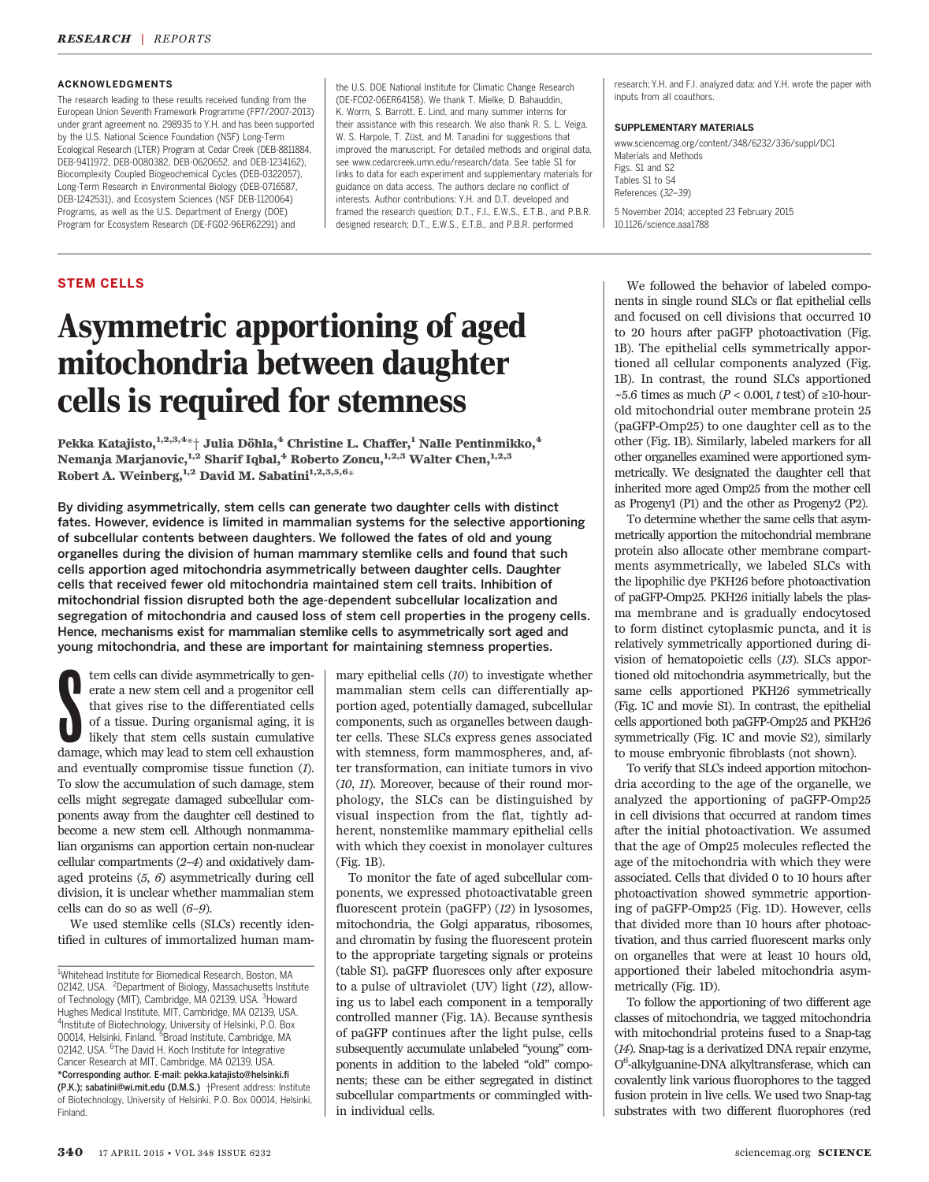### ACKNOWLEDGMENTS

The research leading to these results received funding from the European Union Seventh Framework Programme (FP7/2007-2013) under grant agreement no. 298935 to Y.H. and has been supported by the U.S. National Science Foundation (NSF) Long-Term Ecological Research (LTER) Program at Cedar Creek (DEB-8811884, DEB-9411972, DEB-0080382, DEB-0620652, and DEB-1234162), Biocomplexity Coupled Biogeochemical Cycles (DEB-0322057), Long-Term Research in Environmental Biology (DEB-0716587, DEB-1242531), and Ecosystem Sciences (NSF DEB-1120064) Programs, as well as the U.S. Department of Energy (DOE) Program for Ecosystem Research (DE-FG02-96ER62291) and the U.S. DOE National Institute for Climatic Change Research (DE-FC02-06ER64158). We thank T. Mielke, D. Bahauddin, K. Worm, S. Barrott, E. Lind, and many summer interns for their assistance with this research. We also thank R. S. L. Veiga, W. S. Harpole, T. Züst, and M. Tanadini for suggestions that improved the manuscript. For detailed methods and original data, see www.cedarcreek.umn.edu/research/data. See table S1 for links to data for each experiment and supplementary materials for guidance on data access. The authors declare no conflict of interests. Author contributions: Y.H. and D.T. developed and framed the research question; D.T., F.I., E.W.S., E.T.B., and P.B.R. designed research; D.T., E.W.S., E.T.B., and P.B.R. performed research; Y.H. and F.I. analyzed data; and Y.H. wrote the paper with inputs from all coauthors.

### SUPPLEMENTARY MATERIALS

www.sciencemag.org/content/348/6232/336/suppl/DC1
Materials and Methods
Figs. S1 and S2
Tables S1 to S4
References (32–39)

5 November 2014; accepted 23 February 2015
10.1126/science.aaa1788

**STEM CELLS**

# Asymmetric apportioning of aged mitochondria between daughter cells is required for stemness

**Pekka Katajisto,[1,2,3,4]*† Julia Döhla,[4] Christine L. Chaffer,[1] Nalle Pentinmikko,[4] Nemanja Marjanovic,[1,2] Sharif Iqbal,[4] Roberto Zoncu,[1,2,3] Walter Chen,[1,2,3] Robert A. Weinberg,[1,2] David M. Sabatini[1,2,3,5,6]***

**By dividing asymmetrically, stem cells can generate two daughter cells with distinct fates. However, evidence is limited in mammalian systems for the selective apportioning of subcellular contents between daughters. We followed the fates of old and young organelles during the division of human mammary stemlike cells and found that such cells apportion aged mitochondria asymmetrically between daughter cells. Daughter cells that received fewer old mitochondria maintained stem cell traits. Inhibition of mitochondrial fission disrupted both the age-dependent subcellular localization and segregation of mitochondria and caused loss of stem cell properties in the progeny cells. Hence, mechanisms exist for mammalian stemlike cells to asymmetrically sort aged and young mitochondria, and these are important for maintaining stemness properties.**

Stem cells can divide asymmetrically to generate a new stem cell and a progenitor cell that gives rise to the differentiated cells of a tissue. During organismal aging, it is likely that stem cells sustain cumulative damage, which may lead to stem cell exhaustion and eventually compromise tissue function (*1*). To slow the accumulation of such damage, stem cells might segregate damaged subcellular components away from the daughter cell destined to become a new stem cell. Although nonmammalian organisms can apportion certain non-nuclear cellular compartments (*2*–*4*) and oxidatively damaged proteins (*5*, *6*) asymmetrically during cell division, it is unclear whether mammalian stem cells can do so as well (*6*–*9*).

We used stemlike cells (SLCs) recently identified in cultures of immortalized human mammary epithelial cells (*10*) to investigate whether mammalian stem cells can differentially apportion aged, potentially damaged, subcellular components, such as organelles between daughter cells. These SLCs express genes associated with stemness, form mammospheres, and, after transformation, can initiate tumors in vivo (*10*, *11*). Moreover, because of their round morphology, the SLCs can be distinguished by visual inspection from the flat, tightly adherent, nonstemlike mammary epithelial cells with which they coexist in monolayer cultures (Fig. 1B).

To monitor the fate of aged subcellular components, we expressed photoactivatable green fluorescent protein (paGFP) (*12*) in lysosomes, mitochondria, the Golgi apparatus, ribosomes, and chromatin by fusing the fluorescent protein to the appropriate targeting signals or proteins (table S1). paGFP fluoresces only after exposure to a pulse of ultraviolet (UV) light (*12*), allowing us to label each component in a temporally controlled manner (Fig. 1A). Because synthesis of paGFP continues after the light pulse, cells subsequently accumulate unlabeled "young" components in addition to the labeled "old" components; these can be either segregated in distinct subcellular compartments or commingled within individual cells.

We followed the behavior of labeled components in single round SLCs or flat epithelial cells and focused on cell divisions that occurred 10 to 20 hours after paGFP photoactivation (Fig. 1B). The epithelial cells symmetrically apportioned all cellular components analyzed (Fig. 1B). In contrast, the round SLCs apportioned ~5.6 times as much ($P < 0.001$, $t$ test) of ≥10-hour-old mitochondrial outer membrane protein 25 (paGFP-Omp25) to one daughter cell as to the other (Fig. 1B). Similarly, labeled markers for all other organelles examined were apportioned symmetrically. We designated the daughter cell that inherited more aged Omp25 from the mother cell as Progeny1 (P1) and the other as Progeny2 (P2).

To determine whether the same cells that asymmetrically apportion the mitochondrial membrane protein also allocate other membrane compartments asymmetrically, we labeled SLCs with the lipophilic dye PKH26 before photoactivation of paGFP-Omp25. PKH26 initially labels the plasma membrane and is gradually endocytosed to form distinct cytoplasmic puncta, and it is relatively symmetrically apportioned during division of hematopoietic cells (*13*). SLCs apportioned old mitochondria asymmetrically, but the same cells apportioned PKH26 symmetrically (Fig. 1C and movie S1). In contrast, the epithelial cells apportioned both paGFP-Omp25 and PKH26 symmetrically (Fig. 1C and movie S2), similarly to mouse embryonic fibroblasts (not shown).

To verify that SLCs indeed apportion mitochondria according to the age of the organelle, we analyzed the apportioning of paGFP-Omp25 in cell divisions that occurred at random times after the initial photoactivation. We assumed that the age of Omp25 molecules reflected the age of the mitochondria with which they were associated. Cells that divided 0 to 10 hours after photoactivation showed symmetric apportioning of paGFP-Omp25 (Fig. 1D). However, cells that divided more than 10 hours after photoactivation, and thus carried fluorescent marks only on organelles that were at least 10 hours old, apportioned their labeled mitochondria asymmetrically (Fig. 1D).

To follow the apportioning of two different age classes of mitochondria, we tagged mitochondria with mitochondrial proteins fused to a Snap-tag (*14*). Snap-tag is a derivatized DNA repair enzyme, $O^6$-alkylguanine-DNA alkyltransferase, which can covalently link various fluorophores to the tagged fusion protein in live cells. We used two Snap-tag substrates with two different fluorophores (red

[1]Whitehead Institute for Biomedical Research, Boston, MA 02142, USA. [2]Department of Biology, Massachusetts Institute of Technology (MIT), Cambridge, MA 02139, USA. [3]Howard Hughes Medical Institute, MIT, Cambridge, MA 02139, USA. [4]Institute of Biotechnology, University of Helsinki, P.O. Box 00014, Helsinki, Finland. [5]Broad Institute, Cambridge, MA 02142, USA. [6]The David H. Koch Institute for Integrative Cancer Research at MIT, Cambridge, MA 02139, USA.
*Corresponding author. E-mail: pekka.katajisto@helsinki.fi (P.K.); sabatini@wi.mit.edu (D.M.S.) †Present address: Institute of Biotechnology, University of Helsinki, P.O. Box 00014, Helsinki, Finland.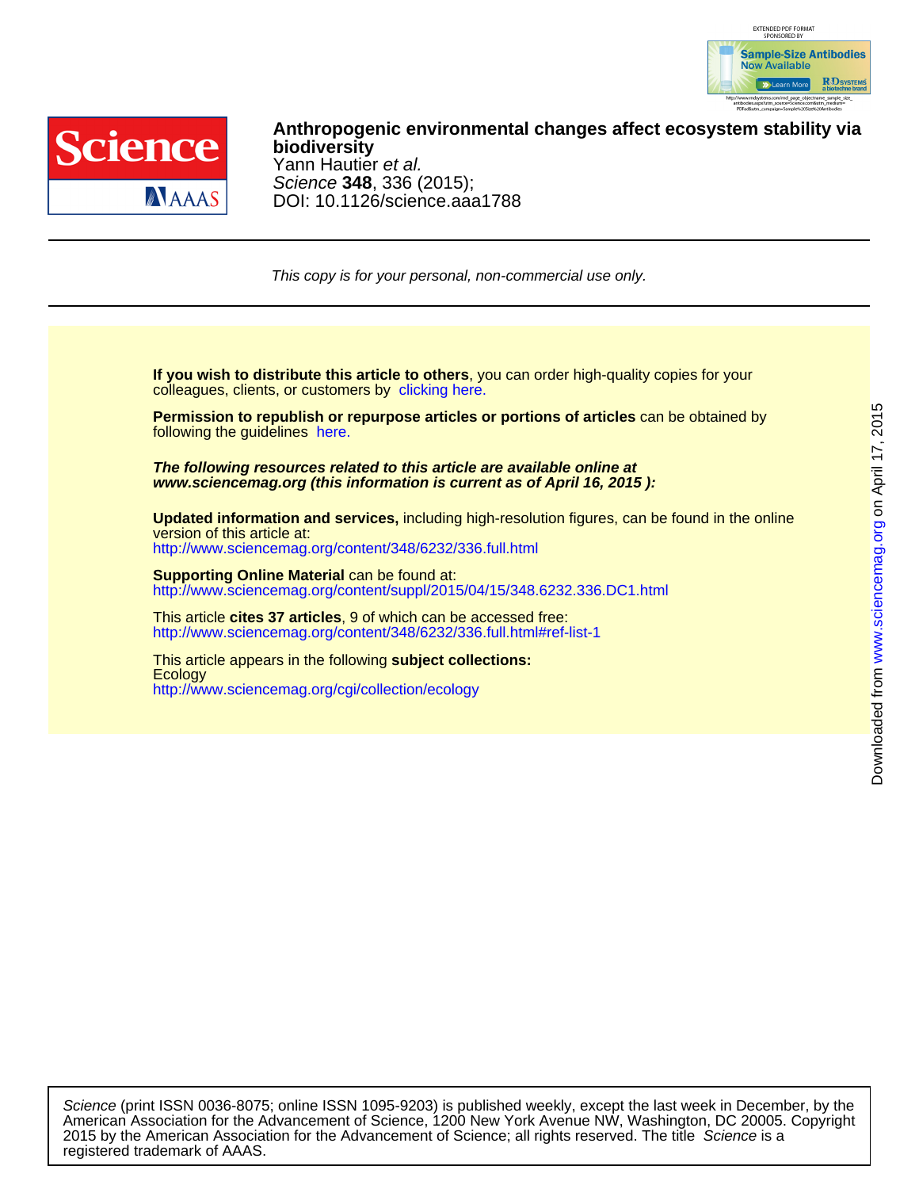# Anthropogenic environmental changes affect ecosystem stability via biodiversity

Yann Hautier *et al.*

*Science* **348**, 336 (2015);

DOI: 10.1126/science.aaa1788

*This copy is for your personal, non-commercial use only.*

**If you wish to distribute this article to others**, you can order high-quality copies for your colleagues, clients, or customers by clicking here.

**Permission to republish or repurpose articles or portions of articles** can be obtained by following the guidelines here.

***The following resources related to this article are available online at www.sciencemag.org (this information is current as of April 16, 2015 ):***

**Updated information and services,** including high-resolution figures, can be found in the online version of this article at:
http://www.sciencemag.org/content/348/6232/336.full.html

**Supporting Online Material** can be found at:
http://www.sciencemag.org/content/suppl/2015/04/15/348.6232.336.DC1.html

This article **cites 37 articles**, 9 of which can be accessed free:
http://www.sciencemag.org/content/348/6232/336.full.html#ref-list-1

This article appears in the following **subject collections:**
Ecology
http://www.sciencemag.org/cgi/collection/ecology

*Science* (print ISSN 0036-8075; online ISSN 1095-9203) is published weekly, except the last week in December, by the American Association for the Advancement of Science, 1200 New York Avenue NW, Washington, DC 20005. Copyright 2015 by the American Association for the Advancement of Science; all rights reserved. The title *Science* is a registered trademark of AAAS.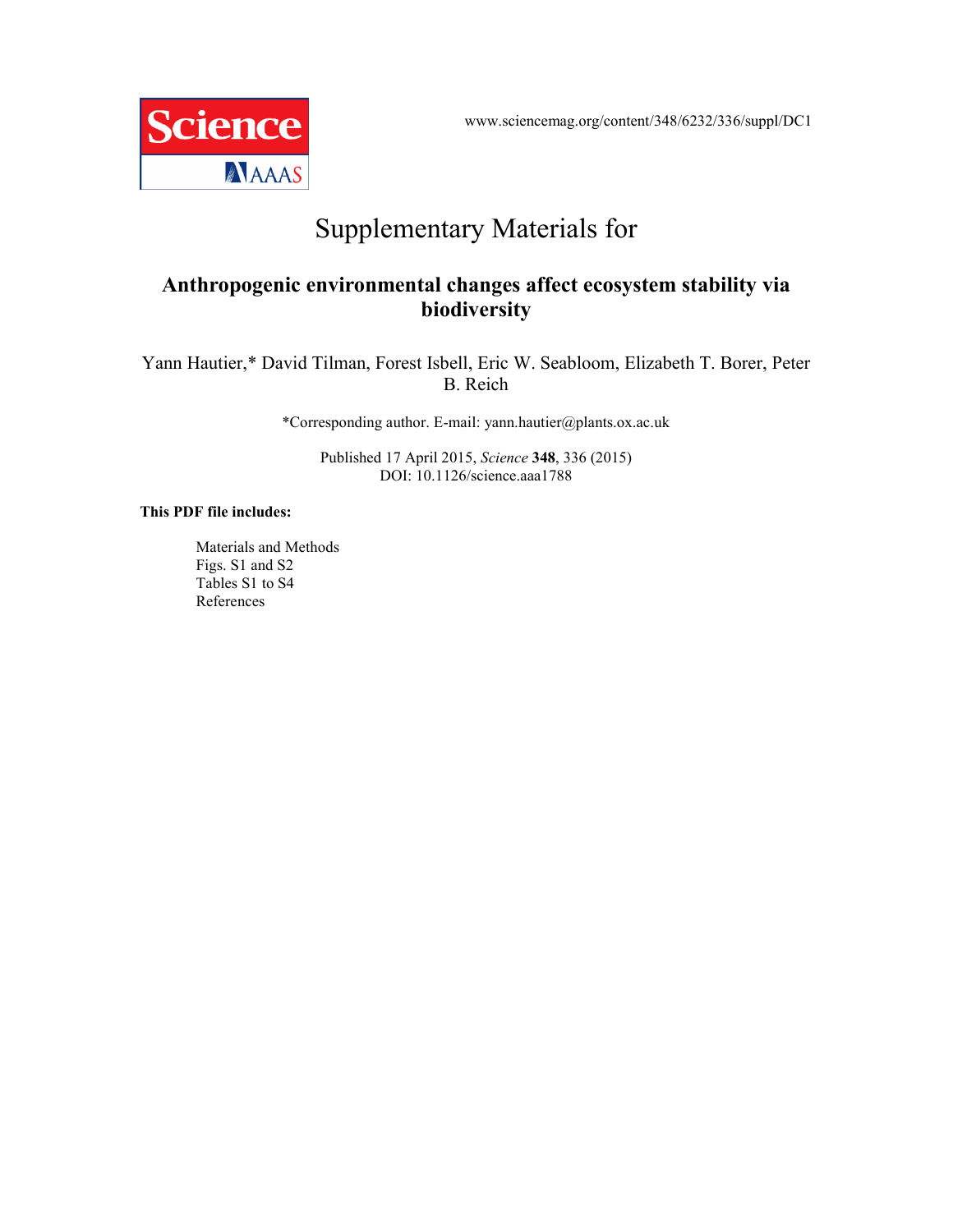www.sciencemag.org/content/348/6232/336/suppl/DC1

# Supplementary Materials for

## Anthropogenic environmental changes affect ecosystem stability via biodiversity

Yann Hautier,* David Tilman, Forest Isbell, Eric W. Seabloom, Elizabeth T. Borer, Peter B. Reich

*Corresponding author. E-mail: yann.hautier@plants.ox.ac.uk

Published 17 April 2015, *Science* **348**, 336 (2015)
DOI: 10.1126/science.aaa1788

**This PDF file includes:**

Materials and Methods
Figs. S1 and S2
Tables S1 to S4
References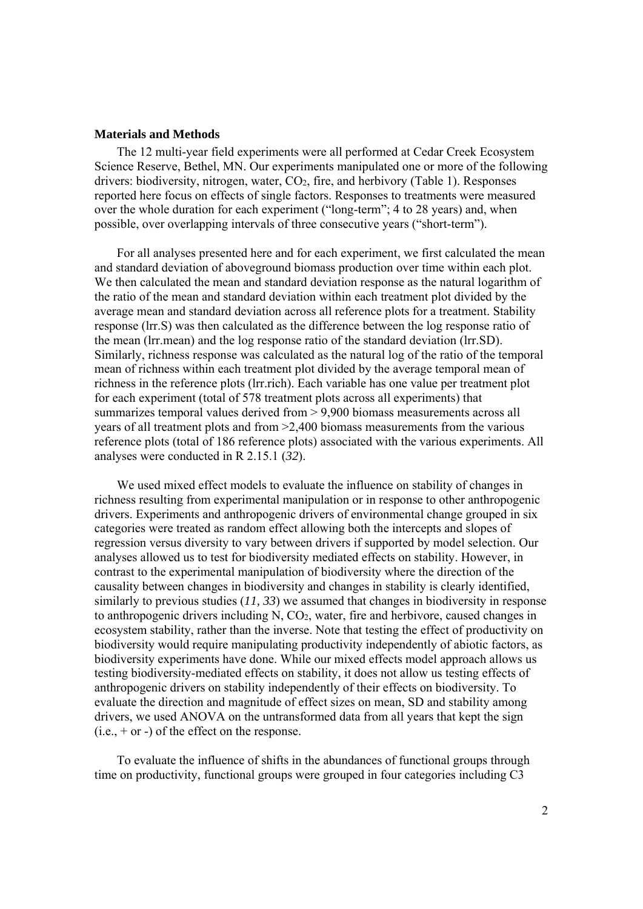### Materials and Methods

The 12 multi-year field experiments were all performed at Cedar Creek Ecosystem Science Reserve, Bethel, MN. Our experiments manipulated one or more of the following drivers: biodiversity, nitrogen, water, $CO_2$, fire, and herbivory (Table 1). Responses reported here focus on effects of single factors. Responses to treatments were measured over the whole duration for each experiment ("long-term"; 4 to 28 years) and, when possible, over overlapping intervals of three consecutive years ("short-term").

For all analyses presented here and for each experiment, we first calculated the mean and standard deviation of aboveground biomass production over time within each plot. We then calculated the mean and standard deviation response as the natural logarithm of the ratio of the mean and standard deviation within each treatment plot divided by the average mean and standard deviation across all reference plots for a treatment. Stability response (lrr.S) was then calculated as the difference between the log response ratio of the mean (lrr.mean) and the log response ratio of the standard deviation (lrr.SD). Similarly, richness response was calculated as the natural log of the ratio of the temporal mean of richness within each treatment plot divided by the average temporal mean of richness in the reference plots (lrr.rich). Each variable has one value per treatment plot for each experiment (total of 578 treatment plots across all experiments) that summarizes temporal values derived from > 9,900 biomass measurements across all years of all treatment plots and from >2,400 biomass measurements from the various reference plots (total of 186 reference plots) associated with the various experiments. All analyses were conducted in R 2.15.1 (*32*).

We used mixed effect models to evaluate the influence on stability of changes in richness resulting from experimental manipulation or in response to other anthropogenic drivers. Experiments and anthropogenic drivers of environmental change grouped in six categories were treated as random effect allowing both the intercepts and slopes of regression versus diversity to vary between drivers if supported by model selection. Our analyses allowed us to test for biodiversity mediated effects on stability. However, in contrast to the experimental manipulation of biodiversity where the direction of the causality between changes in biodiversity and changes in stability is clearly identified, similarly to previous studies (*11, 33*) we assumed that changes in biodiversity in response to anthropogenic drivers including N, $CO_2$, water, fire and herbivore, caused changes in ecosystem stability, rather than the inverse. Note that testing the effect of productivity on biodiversity would require manipulating productivity independently of abiotic factors, as biodiversity experiments have done. While our mixed effects model approach allows us testing biodiversity-mediated effects on stability, it does not allow us testing effects of anthropogenic drivers on stability independently of their effects on biodiversity. To evaluate the direction and magnitude of effect sizes on mean, SD and stability among drivers, we used ANOVA on the untransformed data from all years that kept the sign (i.e., + or -) of the effect on the response.

To evaluate the influence of shifts in the abundances of functional groups through time on productivity, functional groups were grouped in four categories including C3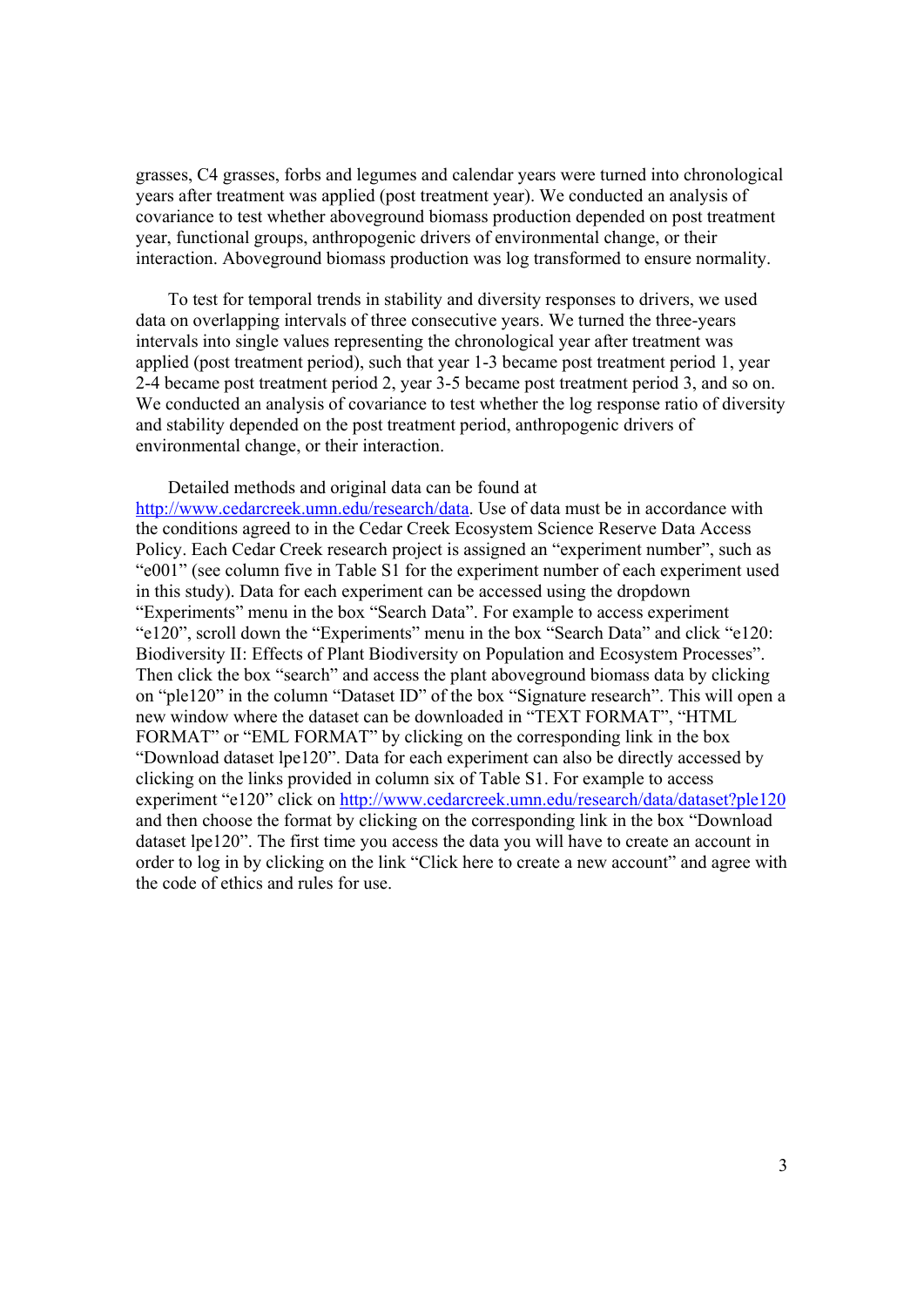grasses, C4 grasses, forbs and legumes and calendar years were turned into chronological years after treatment was applied (post treatment year). We conducted an analysis of covariance to test whether aboveground biomass production depended on post treatment year, functional groups, anthropogenic drivers of environmental change, or their interaction. Aboveground biomass production was log transformed to ensure normality.

To test for temporal trends in stability and diversity responses to drivers, we used data on overlapping intervals of three consecutive years. We turned the three-years intervals into single values representing the chronological year after treatment was applied (post treatment period), such that year 1-3 became post treatment period 1, year 2-4 became post treatment period 2, year 3-5 became post treatment period 3, and so on. We conducted an analysis of covariance to test whether the log response ratio of diversity and stability depended on the post treatment period, anthropogenic drivers of environmental change, or their interaction.

Detailed methods and original data can be found at http://www.cedarcreek.umn.edu/research/data. Use of data must be in accordance with the conditions agreed to in the Cedar Creek Ecosystem Science Reserve Data Access Policy. Each Cedar Creek research project is assigned an "experiment number", such as "e001" (see column five in Table S1 for the experiment number of each experiment used in this study). Data for each experiment can be accessed using the dropdown "Experiments" menu in the box "Search Data". For example to access experiment "e120", scroll down the "Experiments" menu in the box "Search Data" and click "e120: Biodiversity II: Effects of Plant Biodiversity on Population and Ecosystem Processes". Then click the box "search" and access the plant aboveground biomass data by clicking on "ple120" in the column "Dataset ID" of the box "Signature research". This will open a new window where the dataset can be downloaded in "TEXT FORMAT", "HTML FORMAT" or "EML FORMAT" by clicking on the corresponding link in the box "Download dataset lpe120". Data for each experiment can also be directly accessed by clicking on the links provided in column six of Table S1. For example to access experiment "e120" click on http://www.cedarcreek.umn.edu/research/data/dataset?ple120 and then choose the format by clicking on the corresponding link in the box "Download dataset lpe120". The first time you access the data you will have to create an account in order to log in by clicking on the link "Click here to create a new account" and agree with the code of ethics and rules for use.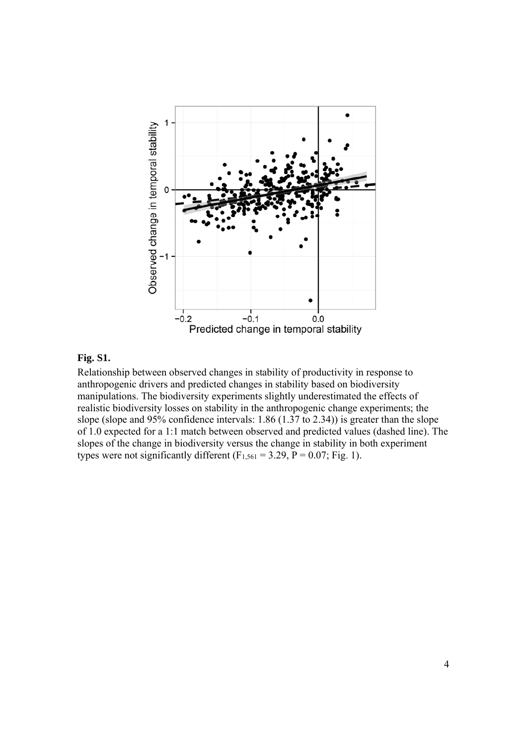**Fig. S1.**

Relationship between observed changes in stability of productivity in response to anthropogenic drivers and predicted changes in stability based on biodiversity manipulations. The biodiversity experiments slightly underestimated the effects of realistic biodiversity losses on stability in the anthropogenic change experiments; the slope (slope and 95% confidence intervals: 1.86 (1.37 to 2.34)) is greater than the slope of 1.0 expected for a 1:1 match between observed and predicted values (dashed line). The slopes of the change in biodiversity versus the change in stability in both experiment types were not significantly different ($F_{1,561} = 3.29$, $P = 0.07$; Fig. 1).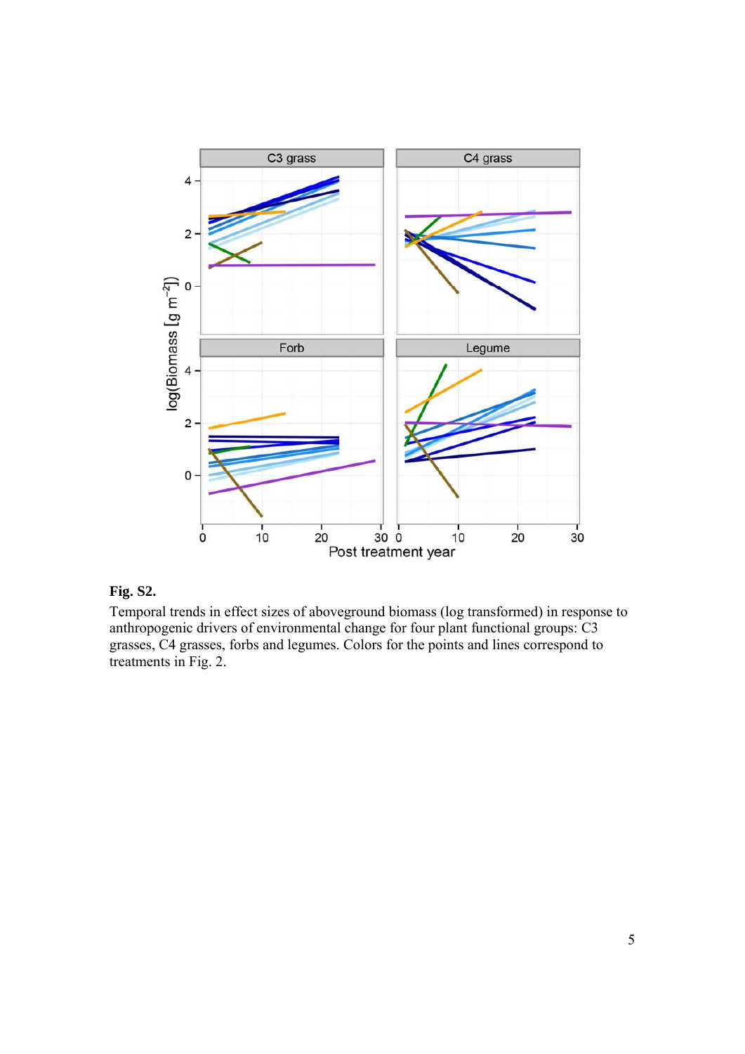**Fig. S2.**

Temporal trends in effect sizes of aboveground biomass (log transformed) in response to anthropogenic drivers of environmental change for four plant functional groups: C3 grasses, C4 grasses, forbs and legumes. Colors for the points and lines correspond to treatments in Fig. 2.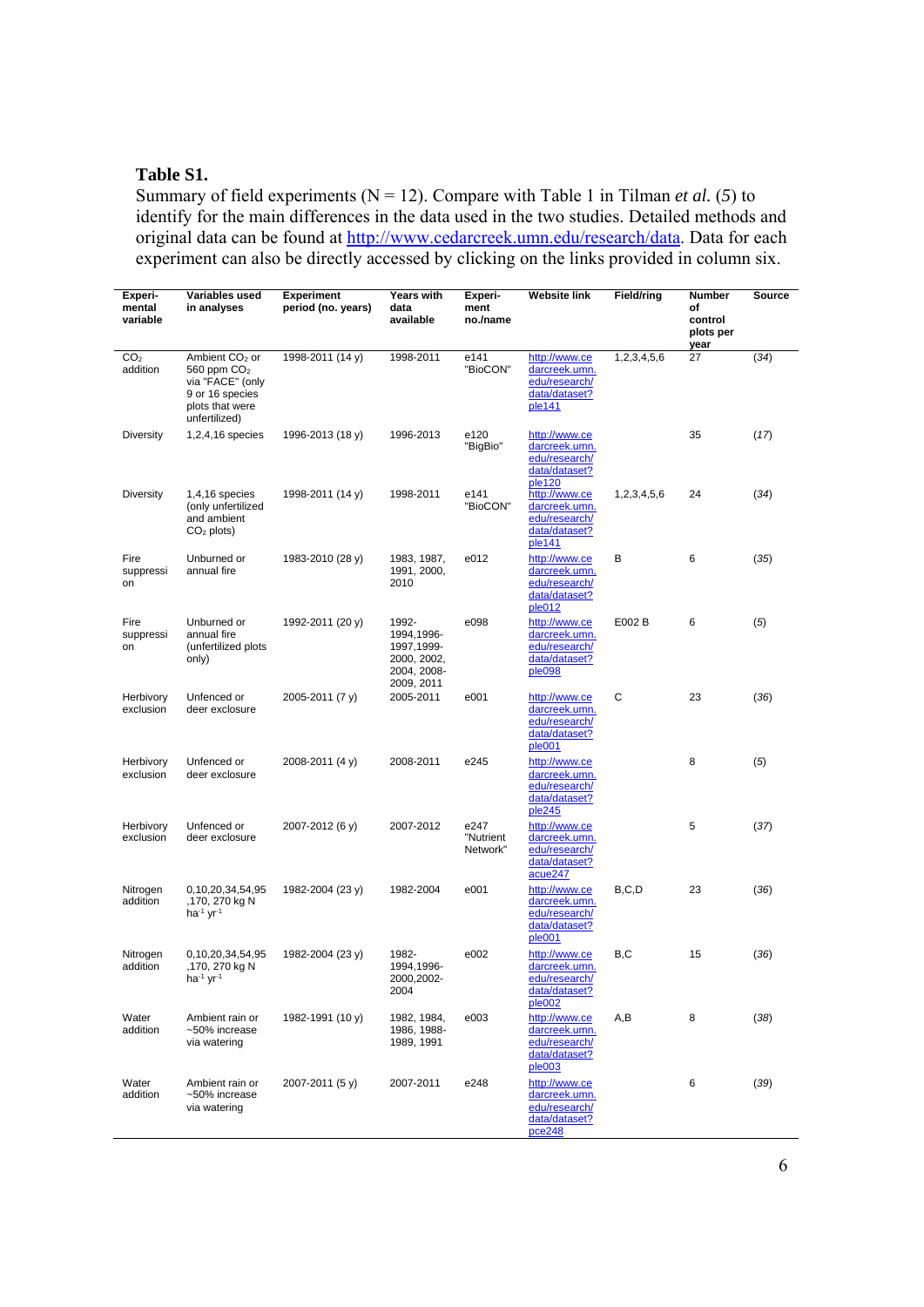**Table S1.**

Summary of field experiments (N = 12). Compare with Table 1 in Tilman *et al.* (*5*) to identify for the main differences in the data used in the two studies. Detailed methods and original data can be found at http://www.cedarcreek.umn.edu/research/data. Data for each experiment can also be directly accessed by clicking on the links provided in column six.

| Experi-mental variable | Variables used in analyses | Experiment period (no. years) | Years with data available | Experi-ment no./name | Website link | Field/ring | Number of control plots per year | Source |
|---|---|---|---|---|---|---|---|---|
| $CO_2$ addition | Ambient $CO_2$ or 560 ppm $CO_2$ via "FACE" (only 9 or 16 species plots that were unfertilized) | 1998-2011 (14 y) | 1998-2011 | e141 "BioCON" | http://www.cedarcreek.umn.edu/research/data/dataset?ple141 | 1,2,3,4,5,6 | 27 | (*34*) |
| Diversity | 1,2,4,16 species | 1996-2013 (18 y) | 1996-2013 | e120 "BigBio" | http://www.cedarcreek.umn.edu/research/data/dataset?ple120 | | 35 | (*17*) |
| Diversity | 1,4,16 species (only unfertilized and ambient $CO_2$ plots) | 1998-2011 (14 y) | 1998-2011 | e141 "BioCON" | http://www.cedarcreek.umn.edu/research/data/dataset?ple141 | 1,2,3,4,5,6 | 24 | (*34*) |
| Fire suppression | Unburned or annual fire | 1983-2010 (28 y) | 1983, 1987, 1991, 2000, 2010 | e012 | http://www.cedarcreek.umn.edu/research/data/dataset?ple012 | B | 6 | (*35*) |
| Fire suppression | Unburned or annual fire (unfertilized plots only) | 1992-2011 (20 y) | 1992-1994,1996-1997,1999-2000, 2002, 2004, 2008-2009, 2011 | e098 | http://www.cedarcreek.umn.edu/research/data/dataset?ple098 | E002 B | 6 | (*5*) |
| Herbivory exclusion | Unfenced or deer exclosure | 2005-2011 (7 y) | 2005-2011 | e001 | http://www.cedarcreek.umn.edu/research/data/dataset?ple001 | C | 23 | (*36*) |
| Herbivory exclusion | Unfenced or deer exclosure | 2008-2011 (4 y) | 2008-2011 | e245 | http://www.cedarcreek.umn.edu/research/data/dataset?ple245 | | 8 | (*5*) |
| Herbivory exclusion | Unfenced or deer exclosure | 2007-2012 (6 y) | 2007-2012 | e247 "Nutrient Network" | http://www.cedarcreek.umn.edu/research/data/dataset?acue247 | | 5 | (*37*) |
| Nitrogen addition | 0,10,20,34,54,95,170, 270 kg N $ha^{-1}$ $yr^{-1}$ | 1982-2004 (23 y) | 1982-2004 | e001 | http://www.cedarcreek.umn.edu/research/data/dataset?ple001 | B,C,D | 23 | (*36*) |
| Nitrogen addition | 0,10,20,34,54,95,170, 270 kg N $ha^{-1}$ $yr^{-1}$ | 1982-2004 (23 y) | 1982-1994,1996-2000,2002-2004 | e002 | http://www.cedarcreek.umn.edu/research/data/dataset?ple002 | B,C | 15 | (*36*) |
| Water addition | Ambient rain or ~50% increase via watering | 1982-1991 (10 y) | 1982, 1984, 1986, 1988-1989, 1991 | e003 | http://www.cedarcreek.umn.edu/research/data/dataset?ple003 | A,B | 8 | (*38*) |
| Water addition | Ambient rain or ~50% increase via watering | 2007-2011 (5 y) | 2007-2011 | e248 | http://www.cedarcreek.umn.edu/research/data/dataset?pce248 | | 6 | (*39*) |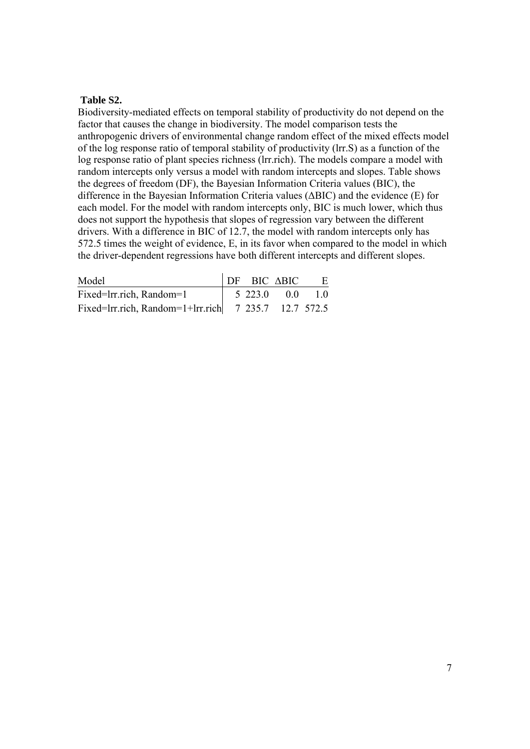**Table S2.**

Biodiversity-mediated effects on temporal stability of productivity do not depend on the factor that causes the change in biodiversity. The model comparison tests the anthropogenic drivers of environmental change random effect of the mixed effects model of the log response ratio of temporal stability of productivity (lrr.S) as a function of the log response ratio of plant species richness (lrr.rich). The models compare a model with random intercepts only versus a model with random intercepts and slopes. Table shows the degrees of freedom (DF), the Bayesian Information Criteria values (BIC), the difference in the Bayesian Information Criteria values (ΔBIC) and the evidence (E) for each model. For the model with random intercepts only, BIC is much lower, which thus does not support the hypothesis that slopes of regression vary between the different drivers. With a difference in BIC of 12.7, the model with random intercepts only has 572.5 times the weight of evidence, E, in its favor when compared to the model in which the driver-dependent regressions have both different intercepts and different slopes.

| Model | DF | BIC | ΔBIC | E |
|---|---|---|---|---|
| Fixed=lrr.rich, Random=1 | 5 | 223.0 | 0.0 | 1.0 |
| Fixed=lrr.rich, Random=1+lrr.rich | 7 | 235.7 | 12.7 | 572.5 |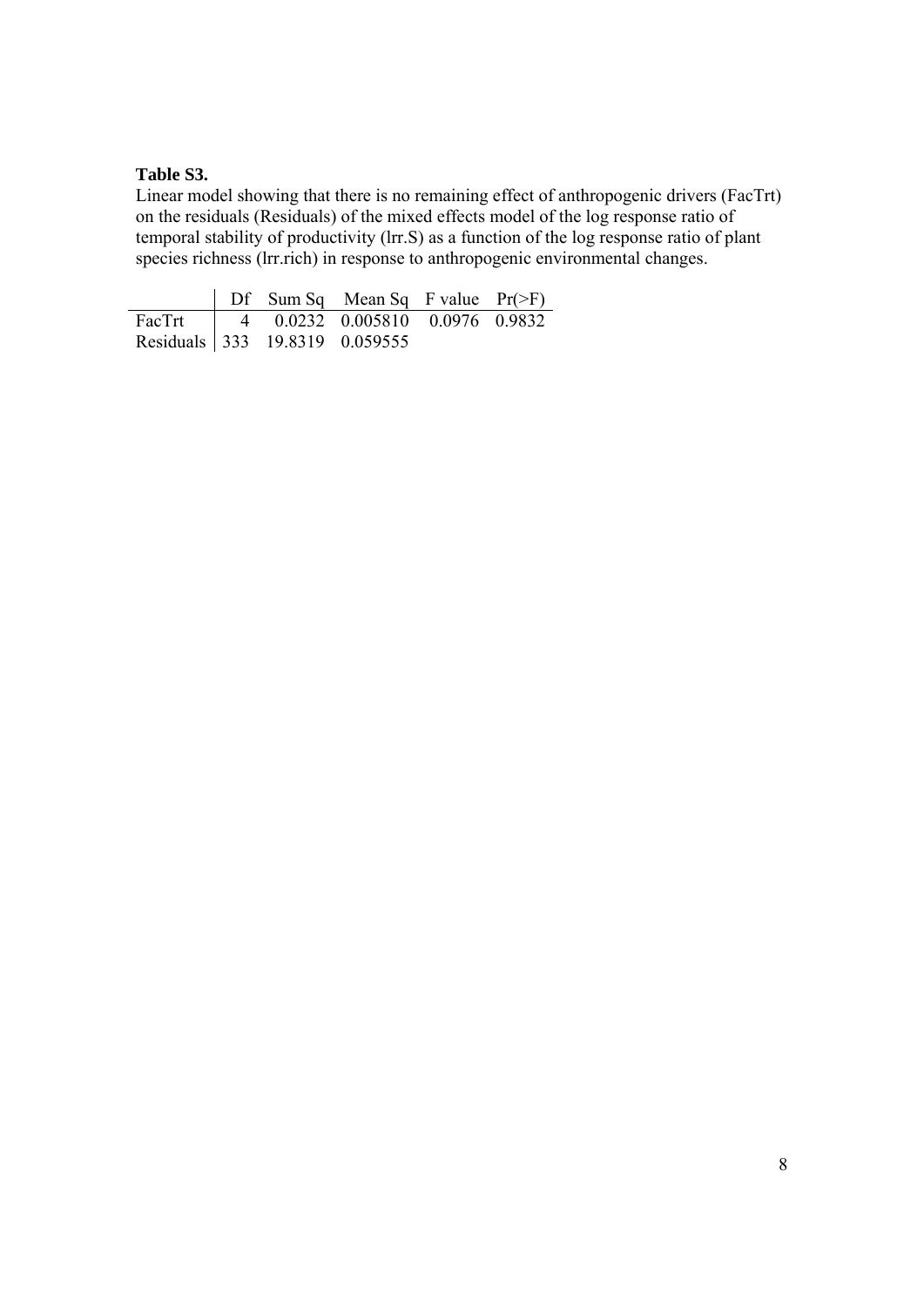**Table S3.**

Linear model showing that there is no remaining effect of anthropogenic drivers (FacTrt) on the residuals (Residuals) of the mixed effects model of the log response ratio of temporal stability of productivity (lrr.S) as a function of the log response ratio of plant species richness (lrr.rich) in response to anthropogenic environmental changes.

| | Df | Sum Sq | Mean Sq | F value | Pr(>F) |
|---|---|---|---|---|---|
| FacTrt | 4 | 0.0232 | 0.005810 | 0.0976 | 0.9832 |
| Residuals | 333 | 19.8319 | 0.059555 | | |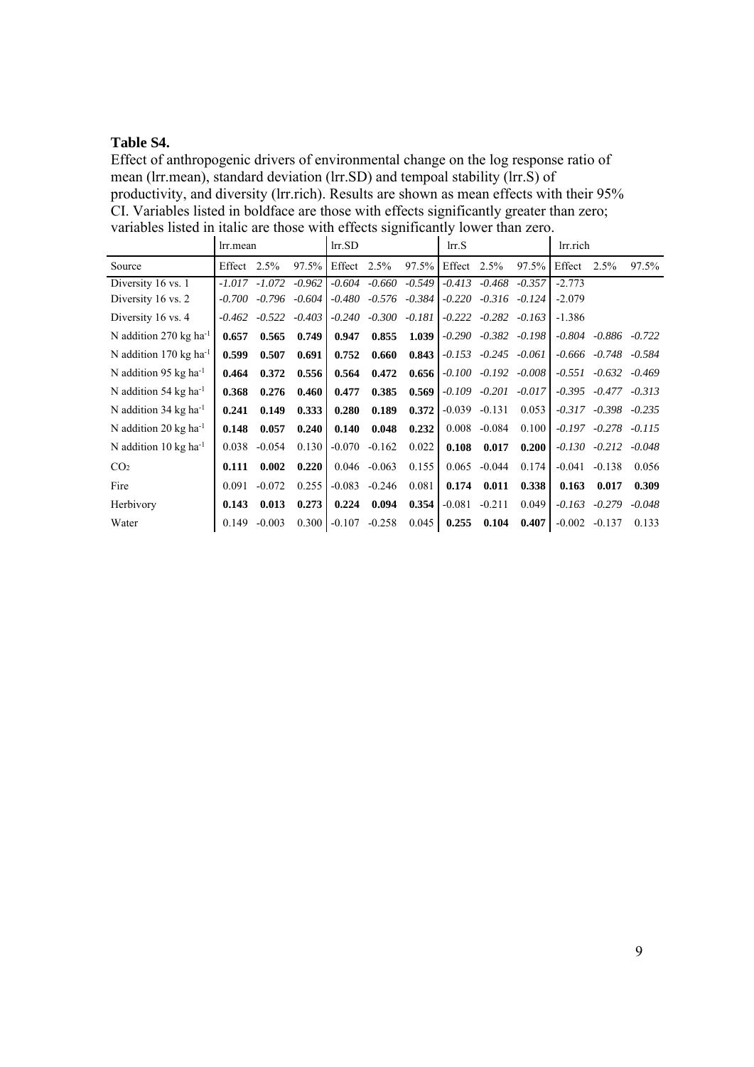**Table S4.**

Effect of anthropogenic drivers of environmental change on the log response ratio of mean (lrr.mean), standard deviation (lrr.SD) and tempoal stability (lrr.S) of productivity, and diversity (lrr.rich). Results are shown as mean effects with their 95% CI. Variables listed in boldface are those with effects significantly greater than zero; variables listed in italic are those with effects significantly lower than zero.

| | lrr.mean | | | lrr.SD | | | lrr.S | | | lrr.rich | | |
|---|---|---|---|---|---|---|---|---|---|---|---|---|
| Source | Effect | 2.5% | 97.5% | Effect | 2.5% | 97.5% | Effect | 2.5% | 97.5% | Effect | 2.5% | 97.5% |
| Diversity 16 vs. 1 | *-1.017* | *-1.072* | *-0.962* | *-0.604* | *-0.660* | *-0.549* | *-0.413* | *-0.468* | *-0.357* | -2.773 | | |
| Diversity 16 vs. 2 | *-0.700* | *-0.796* | *-0.604* | *-0.480* | *-0.576* | *-0.384* | *-0.220* | *-0.316* | *-0.124* | -2.079 | | |
| Diversity 16 vs. 4 | *-0.462* | *-0.522* | *-0.403* | *-0.240* | *-0.300* | *-0.181* | *-0.222* | *-0.282* | *-0.163* | -1.386 | | |
| N addition 270 kg ha$^{-1}$ | **0.657** | **0.565** | **0.749** | **0.947** | **0.855** | **1.039** | *-0.290* | *-0.382* | *-0.198* | *-0.804* | *-0.886* | *-0.722* |
| N addition 170 kg ha$^{-1}$ | **0.599** | **0.507** | **0.691** | **0.752** | **0.660** | **0.843** | *-0.153* | *-0.245* | *-0.061* | *-0.666* | *-0.748* | *-0.584* |
| N addition 95 kg ha$^{-1}$ | **0.464** | **0.372** | **0.556** | **0.564** | **0.472** | **0.656** | *-0.100* | *-0.192* | *-0.008* | *-0.551* | *-0.632* | *-0.469* |
| N addition 54 kg ha$^{-1}$ | **0.368** | **0.276** | **0.460** | **0.477** | **0.385** | **0.569** | *-0.109* | *-0.201* | *-0.017* | *-0.395* | *-0.477* | *-0.313* |
| N addition 34 kg ha$^{-1}$ | **0.241** | **0.149** | **0.333** | **0.280** | **0.189** | **0.372** | -0.039 | -0.131 | 0.053 | *-0.317* | *-0.398* | *-0.235* |
| N addition 20 kg ha$^{-1}$ | **0.148** | **0.057** | **0.240** | **0.140** | **0.048** | **0.232** | 0.008 | -0.084 | 0.100 | *-0.197* | *-0.278* | *-0.115* |
| N addition 10 kg ha$^{-1}$ | 0.038 | -0.054 | 0.130 | -0.070 | -0.162 | 0.022 | **0.108** | **0.017** | **0.200** | *-0.130* | *-0.212* | *-0.048* |
| $CO_2$ | **0.111** | **0.002** | **0.220** | 0.046 | -0.063 | 0.155 | 0.065 | -0.044 | 0.174 | -0.041 | -0.138 | 0.056 |
| Fire | 0.091 | -0.072 | 0.255 | -0.083 | -0.246 | 0.081 | **0.174** | **0.011** | **0.338** | **0.163** | **0.017** | **0.309** |
| Herbivory | **0.143** | **0.013** | **0.273** | **0.224** | **0.094** | **0.354** | -0.081 | -0.211 | 0.049 | *-0.163* | *-0.279* | *-0.048* |
| Water | 0.149 | -0.003 | 0.300 | -0.107 | -0.258 | 0.045 | **0.255** | **0.104** | **0.407** | -0.002 | -0.137 | 0.133 |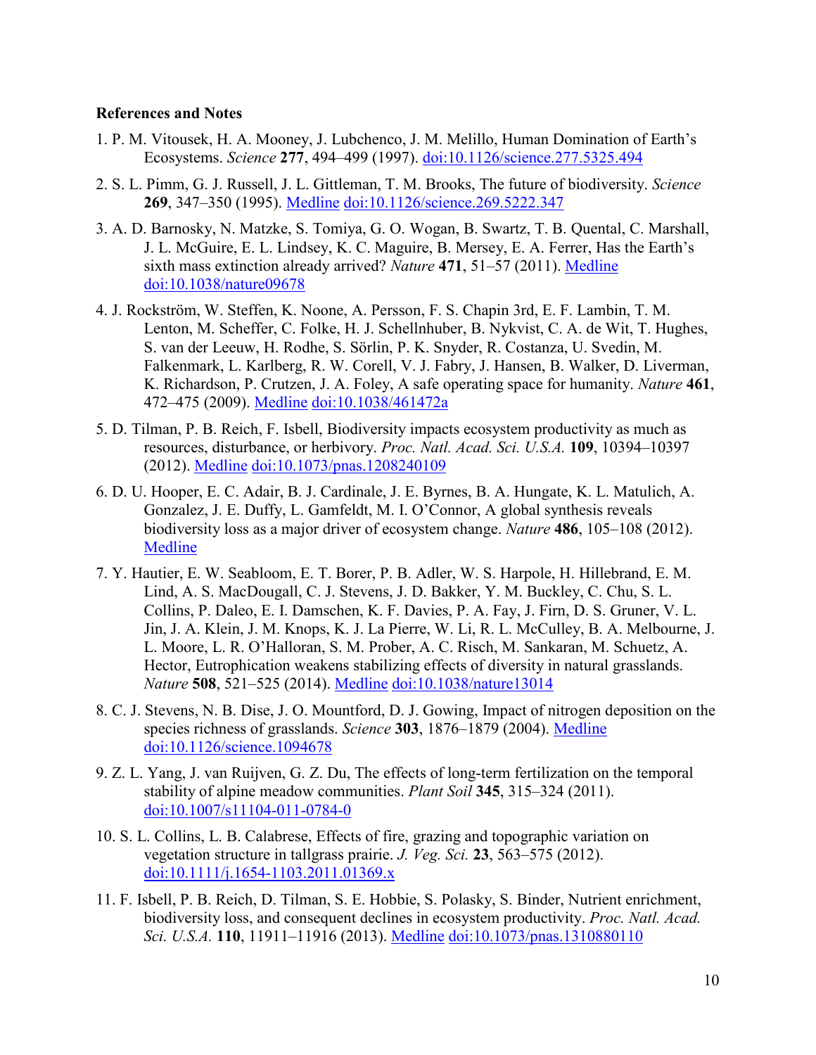### References and Notes

1. P. M. Vitousek, H. A. Mooney, J. Lubchenco, J. M. Melillo, Human Domination of Earth's Ecosystems. *Science* **277**, 494–499 (1997). doi:10.1126/science.277.5325.494

2. S. L. Pimm, G. J. Russell, J. L. Gittleman, T. M. Brooks, The future of biodiversity. *Science* **269**, 347–350 (1995). Medline doi:10.1126/science.269.5222.347

3. A. D. Barnosky, N. Matzke, S. Tomiya, G. O. Wogan, B. Swartz, T. B. Quental, C. Marshall, J. L. McGuire, E. L. Lindsey, K. C. Maguire, B. Mersey, E. A. Ferrer, Has the Earth's sixth mass extinction already arrived? *Nature* **471**, 51–57 (2011). Medline doi:10.1038/nature09678

4. J. Rockström, W. Steffen, K. Noone, A. Persson, F. S. Chapin 3rd, E. F. Lambin, T. M. Lenton, M. Scheffer, C. Folke, H. J. Schellnhuber, B. Nykvist, C. A. de Wit, T. Hughes, S. van der Leeuw, H. Rodhe, S. Sörlin, P. K. Snyder, R. Costanza, U. Svedin, M. Falkenmark, L. Karlberg, R. W. Corell, V. J. Fabry, J. Hansen, B. Walker, D. Liverman, K. Richardson, P. Crutzen, J. A. Foley, A safe operating space for humanity. *Nature* **461**, 472–475 (2009). Medline doi:10.1038/461472a

5. D. Tilman, P. B. Reich, F. Isbell, Biodiversity impacts ecosystem productivity as much as resources, disturbance, or herbivory. *Proc. Natl. Acad. Sci. U.S.A.* **109**, 10394–10397 (2012). Medline doi:10.1073/pnas.1208240109

6. D. U. Hooper, E. C. Adair, B. J. Cardinale, J. E. Byrnes, B. A. Hungate, K. L. Matulich, A. Gonzalez, J. E. Duffy, L. Gamfeldt, M. I. O'Connor, A global synthesis reveals biodiversity loss as a major driver of ecosystem change. *Nature* **486**, 105–108 (2012). Medline

7. Y. Hautier, E. W. Seabloom, E. T. Borer, P. B. Adler, W. S. Harpole, H. Hillebrand, E. M. Lind, A. S. MacDougall, C. J. Stevens, J. D. Bakker, Y. M. Buckley, C. Chu, S. L. Collins, P. Daleo, E. I. Damschen, K. F. Davies, P. A. Fay, J. Firn, D. S. Gruner, V. L. Jin, J. A. Klein, J. M. Knops, K. J. La Pierre, W. Li, R. L. McCulley, B. A. Melbourne, J. L. Moore, L. R. O'Halloran, S. M. Prober, A. C. Risch, M. Sankaran, M. Schuetz, A. Hector, Eutrophication weakens stabilizing effects of diversity in natural grasslands. *Nature* **508**, 521–525 (2014). Medline doi:10.1038/nature13014

8. C. J. Stevens, N. B. Dise, J. O. Mountford, D. J. Gowing, Impact of nitrogen deposition on the species richness of grasslands. *Science* **303**, 1876–1879 (2004). Medline doi:10.1126/science.1094678

9. Z. L. Yang, J. van Ruijven, G. Z. Du, The effects of long-term fertilization on the temporal stability of alpine meadow communities. *Plant Soil* **345**, 315–324 (2011). doi:10.1007/s11104-011-0784-0

10. S. L. Collins, L. B. Calabrese, Effects of fire, grazing and topographic variation on vegetation structure in tallgrass prairie. *J. Veg. Sci.* **23**, 563–575 (2012). doi:10.1111/j.1654-1103.2011.01369.x

11. F. Isbell, P. B. Reich, D. Tilman, S. E. Hobbie, S. Polasky, S. Binder, Nutrient enrichment, biodiversity loss, and consequent declines in ecosystem productivity. *Proc. Natl. Acad. Sci. U.S.A.* **110**, 11911–11916 (2013). Medline doi:10.1073/pnas.1310880110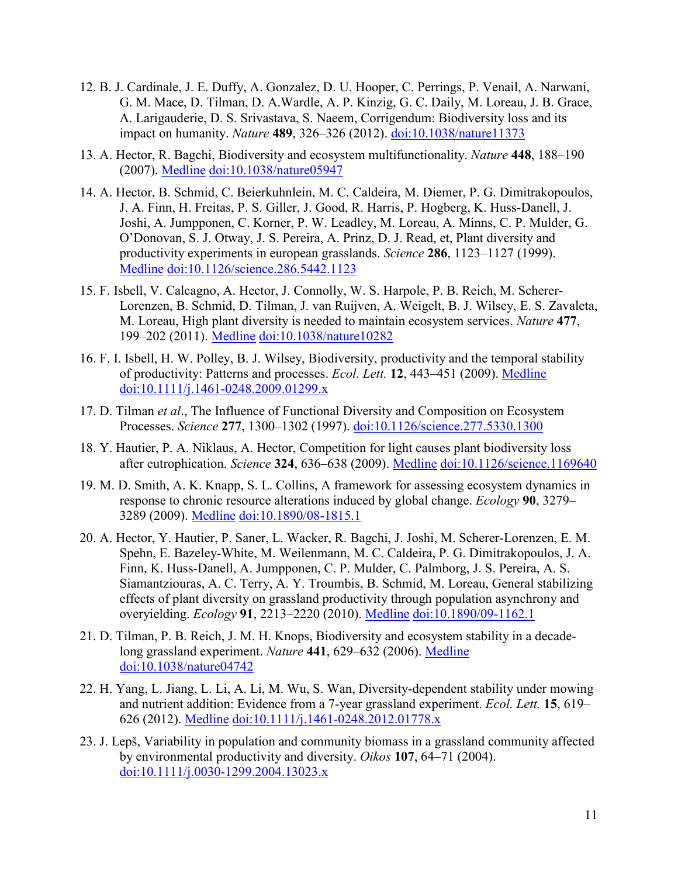12. B. J. Cardinale, J. E. Duffy, A. Gonzalez, D. U. Hooper, C. Perrings, P. Venail, A. Narwani, G. M. Mace, D. Tilman, D. A.Wardle, A. P. Kinzig, G. C. Daily, M. Loreau, J. B. Grace, A. Larigauderie, D. S. Srivastava, S. Naeem, Corrigendum: Biodiversity loss and its impact on humanity. *Nature* **489**, 326–326 (2012). doi:10.1038/nature11373

13. A. Hector, R. Bagchi, Biodiversity and ecosystem multifunctionality. *Nature* **448**, 188–190 (2007). Medline doi:10.1038/nature05947

14. A. Hector, B. Schmid, C. Beierkuhnlein, M. C. Caldeira, M. Diemer, P. G. Dimitrakopoulos, J. A. Finn, H. Freitas, P. S. Giller, J. Good, R. Harris, P. Hogberg, K. Huss-Danell, J. Joshi, A. Jumpponen, C. Korner, P. W. Leadley, M. Loreau, A. Minns, C. P. Mulder, G. O'Donovan, S. J. Otway, J. S. Pereira, A. Prinz, D. J. Read, et, Plant diversity and productivity experiments in european grasslands. *Science* **286**, 1123–1127 (1999). Medline doi:10.1126/science.286.5442.1123

15. F. Isbell, V. Calcagno, A. Hector, J. Connolly, W. S. Harpole, P. B. Reich, M. Scherer-Lorenzen, B. Schmid, D. Tilman, J. van Ruijven, A. Weigelt, B. J. Wilsey, E. S. Zavaleta, M. Loreau, High plant diversity is needed to maintain ecosystem services. *Nature* **477**, 199–202 (2011). Medline doi:10.1038/nature10282

16. F. I. Isbell, H. W. Polley, B. J. Wilsey, Biodiversity, productivity and the temporal stability of productivity: Patterns and processes. *Ecol. Lett.* **12**, 443–451 (2009). Medline doi:10.1111/j.1461-0248.2009.01299.x

17. D. Tilman *et al*., The Influence of Functional Diversity and Composition on Ecosystem Processes. *Science* **277**, 1300–1302 (1997). doi:10.1126/science.277.5330.1300

18. Y. Hautier, P. A. Niklaus, A. Hector, Competition for light causes plant biodiversity loss after eutrophication. *Science* **324**, 636–638 (2009). Medline doi:10.1126/science.1169640

19. M. D. Smith, A. K. Knapp, S. L. Collins, A framework for assessing ecosystem dynamics in response to chronic resource alterations induced by global change. *Ecology* **90**, 3279–3289 (2009). Medline doi:10.1890/08-1815.1

20. A. Hector, Y. Hautier, P. Saner, L. Wacker, R. Bagchi, J. Joshi, M. Scherer-Lorenzen, E. M. Spehn, E. Bazeley-White, M. Weilenmann, M. C. Caldeira, P. G. Dimitrakopoulos, J. A. Finn, K. Huss-Danell, A. Jumpponen, C. P. Mulder, C. Palmborg, J. S. Pereira, A. S. Siamantziouras, A. C. Terry, A. Y. Troumbis, B. Schmid, M. Loreau, General stabilizing effects of plant diversity on grassland productivity through population asynchrony and overyielding. *Ecology* **91**, 2213–2220 (2010). Medline doi:10.1890/09-1162.1

21. D. Tilman, P. B. Reich, J. M. H. Knops, Biodiversity and ecosystem stability in a decade-long grassland experiment. *Nature* **441**, 629–632 (2006). Medline doi:10.1038/nature04742

22. H. Yang, L. Jiang, L. Li, A. Li, M. Wu, S. Wan, Diversity-dependent stability under mowing and nutrient addition: Evidence from a 7-year grassland experiment. *Ecol. Lett.* **15**, 619–626 (2012). Medline doi:10.1111/j.1461-0248.2012.01778.x

23. J. Lepš, Variability in population and community biomass in a grassland community affected by environmental productivity and diversity. *Oikos* **107**, 64–71 (2004). doi:10.1111/j.0030-1299.2004.13023.x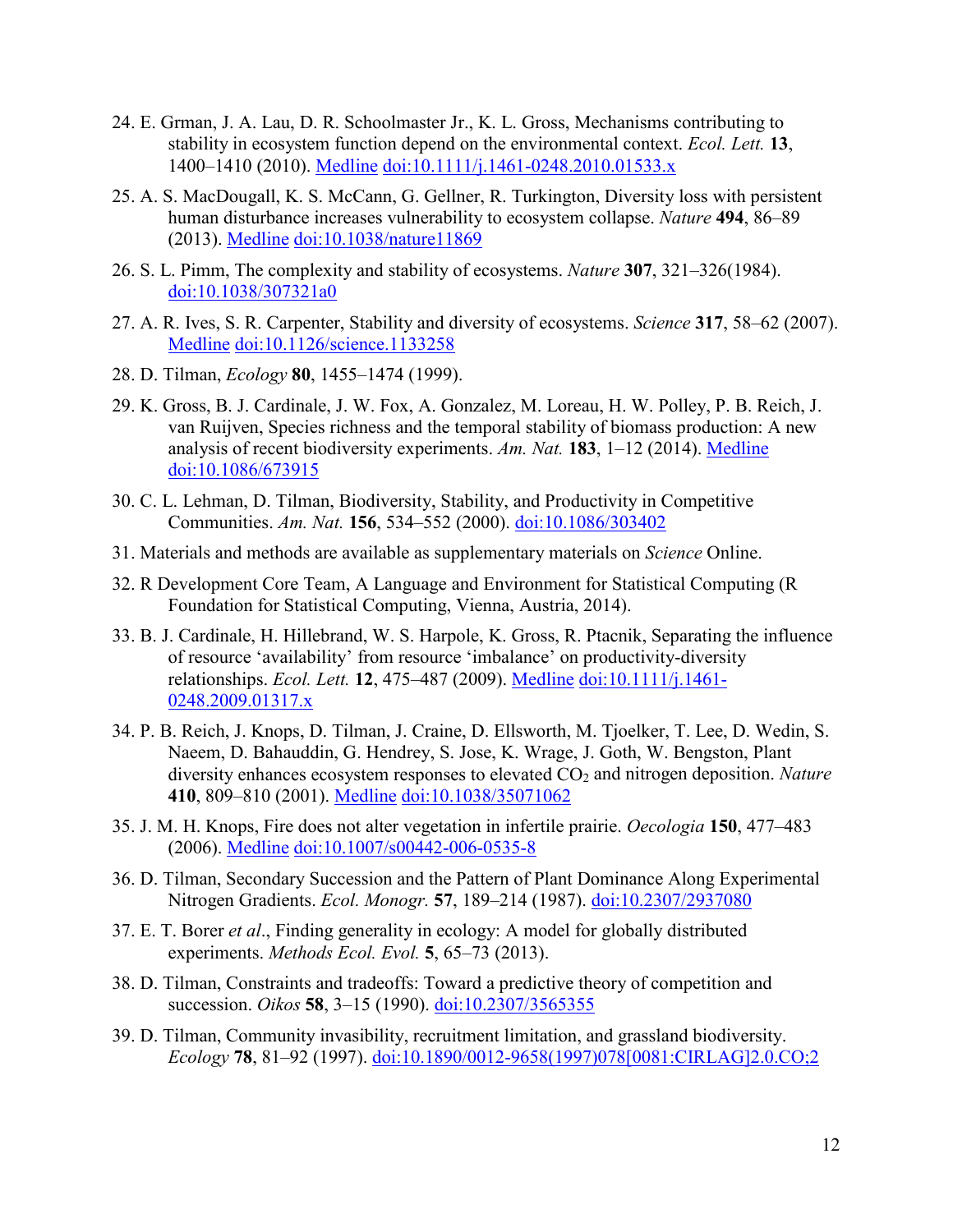24. E. Grman, J. A. Lau, D. R. Schoolmaster Jr., K. L. Gross, Mechanisms contributing to stability in ecosystem function depend on the environmental context. *Ecol. Lett.* **13**, 1400–1410 (2010). Medline doi:10.1111/j.1461-0248.2010.01533.x

25. A. S. MacDougall, K. S. McCann, G. Gellner, R. Turkington, Diversity loss with persistent human disturbance increases vulnerability to ecosystem collapse. *Nature* **494**, 86–89 (2013). Medline doi:10.1038/nature11869

26. S. L. Pimm, The complexity and stability of ecosystems. *Nature* **307**, 321–326(1984). doi:10.1038/307321a0

27. A. R. Ives, S. R. Carpenter, Stability and diversity of ecosystems. *Science* **317**, 58–62 (2007). Medline doi:10.1126/science.1133258

28. D. Tilman, *Ecology* **80**, 1455–1474 (1999).

29. K. Gross, B. J. Cardinale, J. W. Fox, A. Gonzalez, M. Loreau, H. W. Polley, P. B. Reich, J. van Ruijven, Species richness and the temporal stability of biomass production: A new analysis of recent biodiversity experiments. *Am. Nat.* **183**, 1–12 (2014). Medline doi:10.1086/673915

30. C. L. Lehman, D. Tilman, Biodiversity, Stability, and Productivity in Competitive Communities. *Am. Nat.* **156**, 534–552 (2000). doi:10.1086/303402

31. Materials and methods are available as supplementary materials on *Science* Online.

32. R Development Core Team, A Language and Environment for Statistical Computing (R Foundation for Statistical Computing, Vienna, Austria, 2014).

33. B. J. Cardinale, H. Hillebrand, W. S. Harpole, K. Gross, R. Ptacnik, Separating the influence of resource 'availability' from resource 'imbalance' on productivity-diversity relationships. *Ecol. Lett.* **12**, 475–487 (2009). Medline doi:10.1111/j.1461-0248.2009.01317.x

34. P. B. Reich, J. Knops, D. Tilman, J. Craine, D. Ellsworth, M. Tjoelker, T. Lee, D. Wedin, S. Naeem, D. Bahauddin, G. Hendrey, S. Jose, K. Wrage, J. Goth, W. Bengston, Plant diversity enhances ecosystem responses to elevated $CO_2$ and nitrogen deposition. *Nature* **410**, 809–810 (2001). Medline doi:10.1038/35071062

35. J. M. H. Knops, Fire does not alter vegetation in infertile prairie. *Oecologia* **150**, 477–483 (2006). Medline doi:10.1007/s00442-006-0535-8

36. D. Tilman, Secondary Succession and the Pattern of Plant Dominance Along Experimental Nitrogen Gradients. *Ecol. Monogr.* **57**, 189–214 (1987). doi:10.2307/2937080

37. E. T. Borer *et al*., Finding generality in ecology: A model for globally distributed experiments. *Methods Ecol. Evol.* **5**, 65–73 (2013).

38. D. Tilman, Constraints and tradeoffs: Toward a predictive theory of competition and succession. *Oikos* **58**, 3–15 (1990). doi:10.2307/3565355

39. D. Tilman, Community invasibility, recruitment limitation, and grassland biodiversity. *Ecology* **78**, 81–92 (1997). doi:10.1890/0012-9658(1997)078[0081:CIRLAG]2.0.CO;2